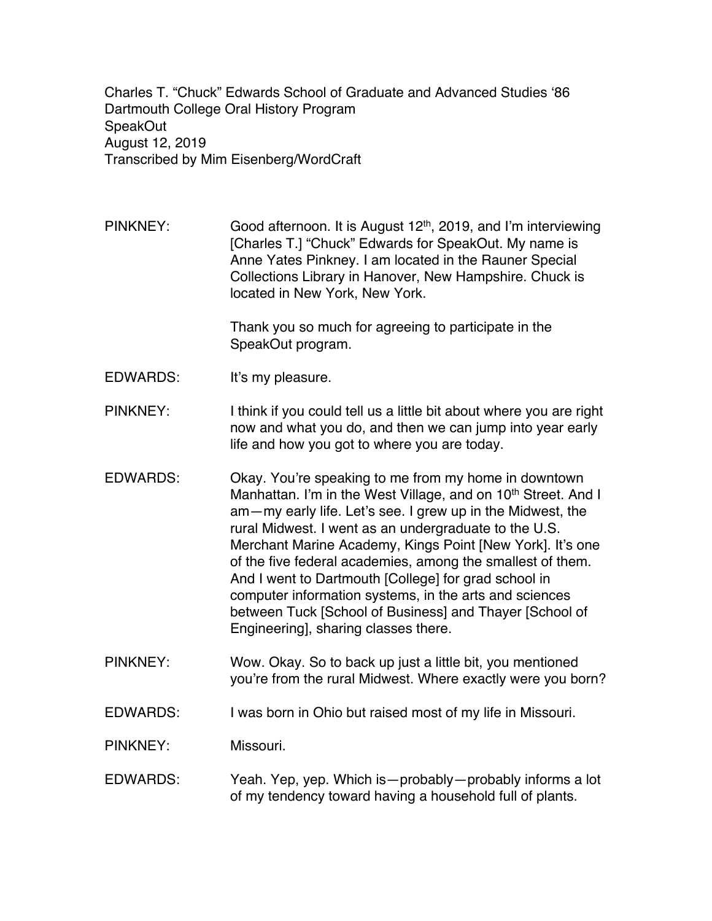Charles T. "Chuck" Edwards School of Graduate and Advanced Studies '86
Dartmouth College Oral History Program
SpeakOut
August 12, 2019
Transcribed by Mim Eisenberg/WordCraft

PINKNEY: Good afternoon. It is August 12th, 2019, and I'm interviewing [Charles T.] "Chuck" Edwards for SpeakOut. My name is Anne Yates Pinkney. I am located in the Rauner Special Collections Library in Hanover, New Hampshire. Chuck is located in New York, New York.

Thank you so much for agreeing to participate in the SpeakOut program.

EDWARDS: It's my pleasure.

PINKNEY: I think if you could tell us a little bit about where you are right now and what you do, and then we can jump into year early life and how you got to where you are today.

EDWARDS: Okay. You're speaking to me from my home in downtown Manhattan. I'm in the West Village, and on 10th Street. And I am—my early life. Let's see. I grew up in the Midwest, the rural Midwest. I went as an undergraduate to the U.S. Merchant Marine Academy, Kings Point [New York]. It's one of the five federal academies, among the smallest of them. And I went to Dartmouth [College] for grad school in computer information systems, in the arts and sciences between Tuck [School of Business] and Thayer [School of Engineering], sharing classes there.

PINKNEY: Wow. Okay. So to back up just a little bit, you mentioned you're from the rural Midwest. Where exactly were you born?

EDWARDS: I was born in Ohio but raised most of my life in Missouri.

PINKNEY: Missouri.

EDWARDS: Yeah. Yep, yep. Which is—probably—probably informs a lot of my tendency toward having a household full of plants.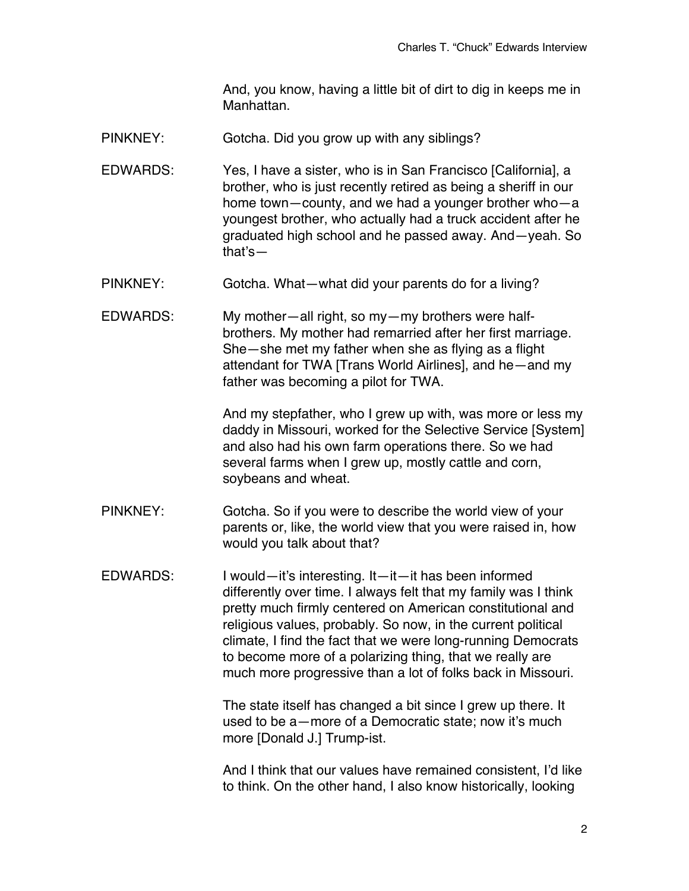And, you know, having a little bit of dirt to dig in keeps me in Manhattan.

PINKNEY: Gotcha. Did you grow up with any siblings?

EDWARDS: Yes, I have a sister, who is in San Francisco [California], a brother, who is just recently retired as being a sheriff in our home town—county, and we had a younger brother who—a youngest brother, who actually had a truck accident after he graduated high school and he passed away. And—yeah. So that's—

PINKNEY: Gotcha. What—what did your parents do for a living?

EDWARDS: My mother—all right, so my—my brothers were half-brothers. My mother had remarried after her first marriage. She—she met my father when she as flying as a flight attendant for TWA [Trans World Airlines], and he—and my father was becoming a pilot for TWA.

And my stepfather, who I grew up with, was more or less my daddy in Missouri, worked for the Selective Service [System] and also had his own farm operations there. So we had several farms when I grew up, mostly cattle and corn, soybeans and wheat.

PINKNEY: Gotcha. So if you were to describe the world view of your parents or, like, the world view that you were raised in, how would you talk about that?

EDWARDS: I would—it's interesting. It—it—it has been informed differently over time. I always felt that my family was I think pretty much firmly centered on American constitutional and religious values, probably. So now, in the current political climate, I find the fact that we were long-running Democrats to become more of a polarizing thing, that we really are much more progressive than a lot of folks back in Missouri.

The state itself has changed a bit since I grew up there. It used to be a—more of a Democratic state; now it's much more [Donald J.] Trump-ist.

And I think that our values have remained consistent, I'd like to think. On the other hand, I also know historically, looking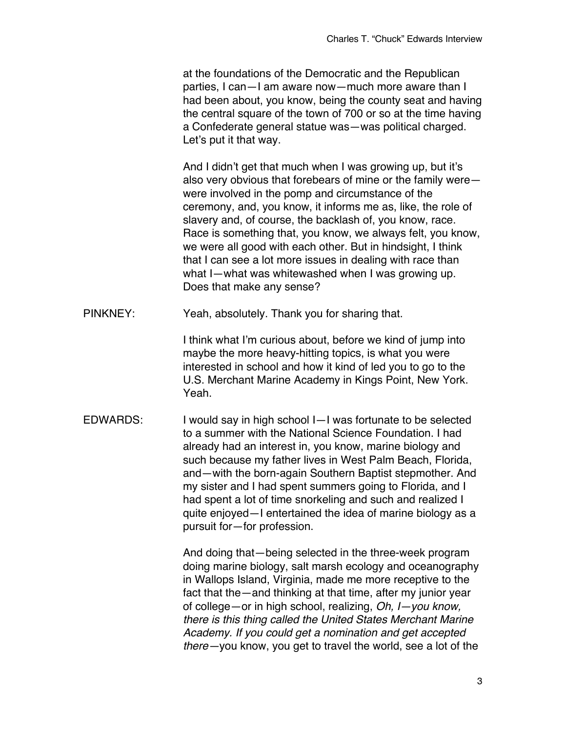at the foundations of the Democratic and the Republican parties, I can—I am aware now—much more aware than I had been about, you know, being the county seat and having the central square of the town of 700 or so at the time having a Confederate general statue was—was political charged. Let's put it that way.

And I didn't get that much when I was growing up, but it's also very obvious that forebears of mine or the family were—were involved in the pomp and circumstance of the ceremony, and, you know, it informs me as, like, the role of slavery and, of course, the backlash of, you know, race. Race is something that, you know, we always felt, you know, we were all good with each other. But in hindsight, I think that I can see a lot more issues in dealing with race than what I—what was whitewashed when I was growing up. Does that make any sense?

PINKNEY: Yeah, absolutely. Thank you for sharing that.

I think what I'm curious about, before we kind of jump into maybe the more heavy-hitting topics, is what you were interested in school and how it kind of led you to go to the U.S. Merchant Marine Academy in Kings Point, New York. Yeah.

EDWARDS: I would say in high school I—I was fortunate to be selected to a summer with the National Science Foundation. I had already had an interest in, you know, marine biology and such because my father lives in West Palm Beach, Florida, and—with the born-again Southern Baptist stepmother. And my sister and I had spent summers going to Florida, and I had spent a lot of time snorkeling and such and realized I quite enjoyed—I entertained the idea of marine biology as a pursuit for—for profession.

And doing that—being selected in the three-week program doing marine biology, salt marsh ecology and oceanography in Wallops Island, Virginia, made me more receptive to the fact that the—and thinking at that time, after my junior year of college—or in high school, realizing, *Oh, I—you know, there is this thing called the United States Merchant Marine Academy. If you could get a nomination and get accepted there*—you know, you get to travel the world, see a lot of the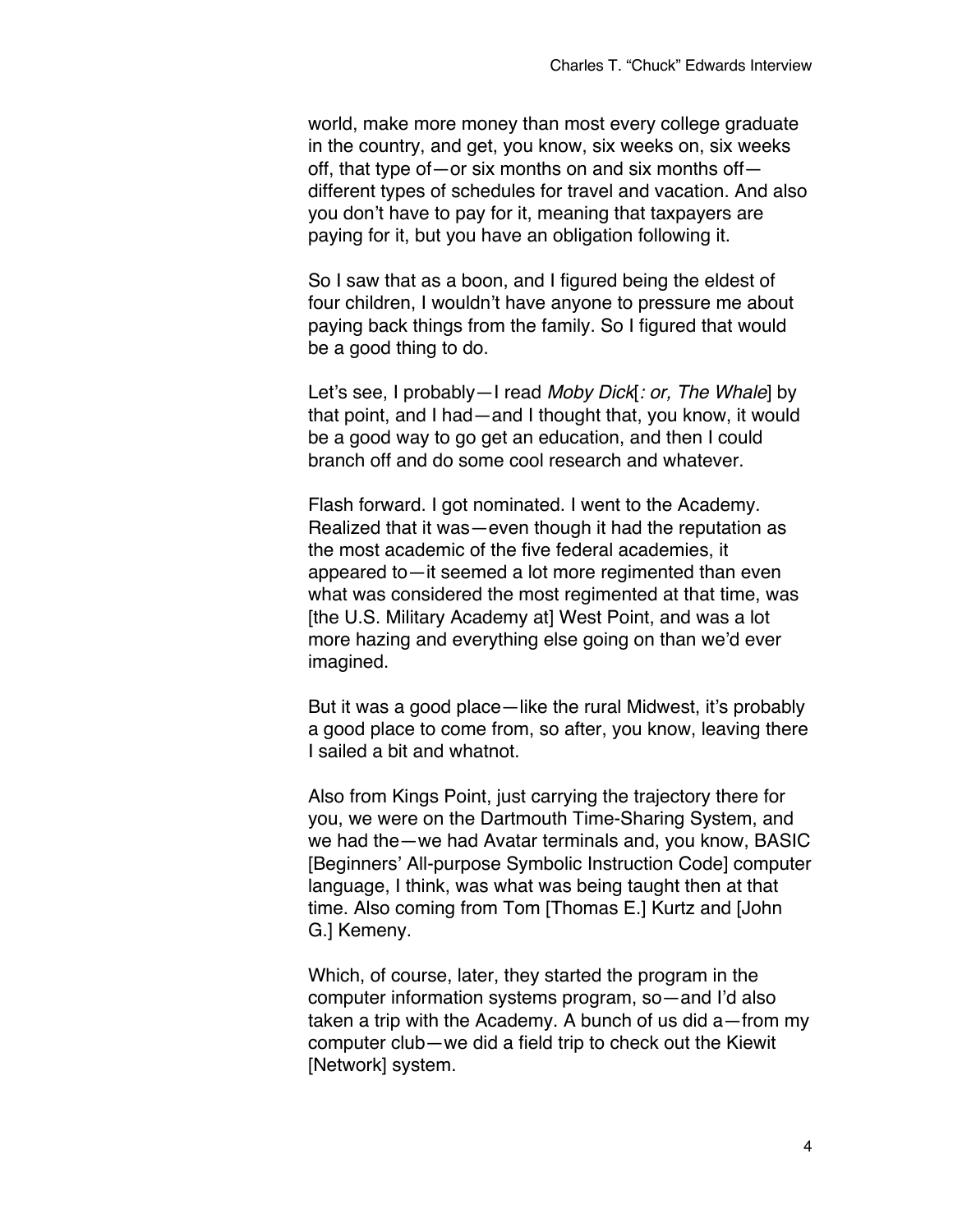world, make more money than most every college graduate in the country, and get, you know, six weeks on, six weeks off, that type of—or six months on and six months off—different types of schedules for travel and vacation. And also you don't have to pay for it, meaning that taxpayers are paying for it, but you have an obligation following it.

So I saw that as a boon, and I figured being the eldest of four children, I wouldn't have anyone to pressure me about paying back things from the family. So I figured that would be a good thing to do.

Let's see, I probably—I read *Moby Dick*[*: or, The Whale*] by that point, and I had—and I thought that, you know, it would be a good way to go get an education, and then I could branch off and do some cool research and whatever.

Flash forward. I got nominated. I went to the Academy. Realized that it was—even though it had the reputation as the most academic of the five federal academies, it appeared to—it seemed a lot more regimented than even what was considered the most regimented at that time, was [the U.S. Military Academy at] West Point, and was a lot more hazing and everything else going on than we'd ever imagined.

But it was a good place—like the rural Midwest, it's probably a good place to come from, so after, you know, leaving there I sailed a bit and whatnot.

Also from Kings Point, just carrying the trajectory there for you, we were on the Dartmouth Time-Sharing System, and we had the—we had Avatar terminals and, you know, BASIC [Beginners' All-purpose Symbolic Instruction Code] computer language, I think, was what was being taught then at that time. Also coming from Tom [Thomas E.] Kurtz and [John G.] Kemeny.

Which, of course, later, they started the program in the computer information systems program, so—and I'd also taken a trip with the Academy. A bunch of us did a—from my computer club—we did a field trip to check out the Kiewit [Network] system.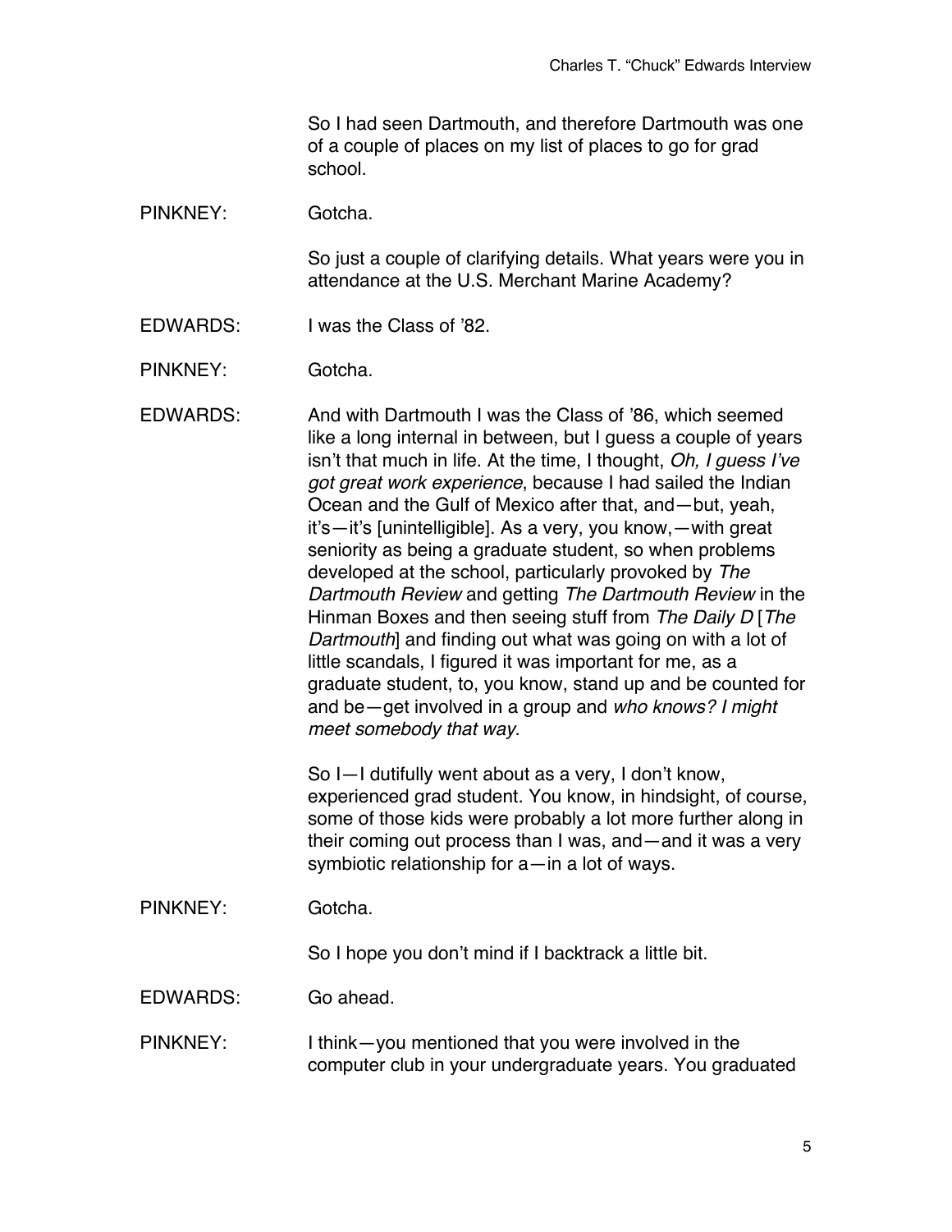So I had seen Dartmouth, and therefore Dartmouth was one of a couple of places on my list of places to go for grad school.

PINKNEY: Gotcha.

So just a couple of clarifying details. What years were you in attendance at the U.S. Merchant Marine Academy?

EDWARDS: I was the Class of '82.

PINKNEY: Gotcha.

EDWARDS: And with Dartmouth I was the Class of '86, which seemed like a long internal in between, but I guess a couple of years isn't that much in life. At the time, I thought, *Oh, I guess I've got great work experience*, because I had sailed the Indian Ocean and the Gulf of Mexico after that, and—but, yeah, it's—it's [unintelligible]. As a very, you know,—with great seniority as being a graduate student, so when problems developed at the school, particularly provoked by *The Dartmouth Review* and getting *The Dartmouth Review* in the Hinman Boxes and then seeing stuff from *The Daily D* [*The Dartmouth*] and finding out what was going on with a lot of little scandals, I figured it was important for me, as a graduate student, to, you know, stand up and be counted for and be—get involved in a group and *who knows? I might meet somebody that way*.

So I—I dutifully went about as a very, I don't know, experienced grad student. You know, in hindsight, of course, some of those kids were probably a lot more further along in their coming out process than I was, and—and it was a very symbiotic relationship for a—in a lot of ways.

PINKNEY: Gotcha.

So I hope you don't mind if I backtrack a little bit.

EDWARDS: Go ahead.

PINKNEY: I think—you mentioned that you were involved in the computer club in your undergraduate years. You graduated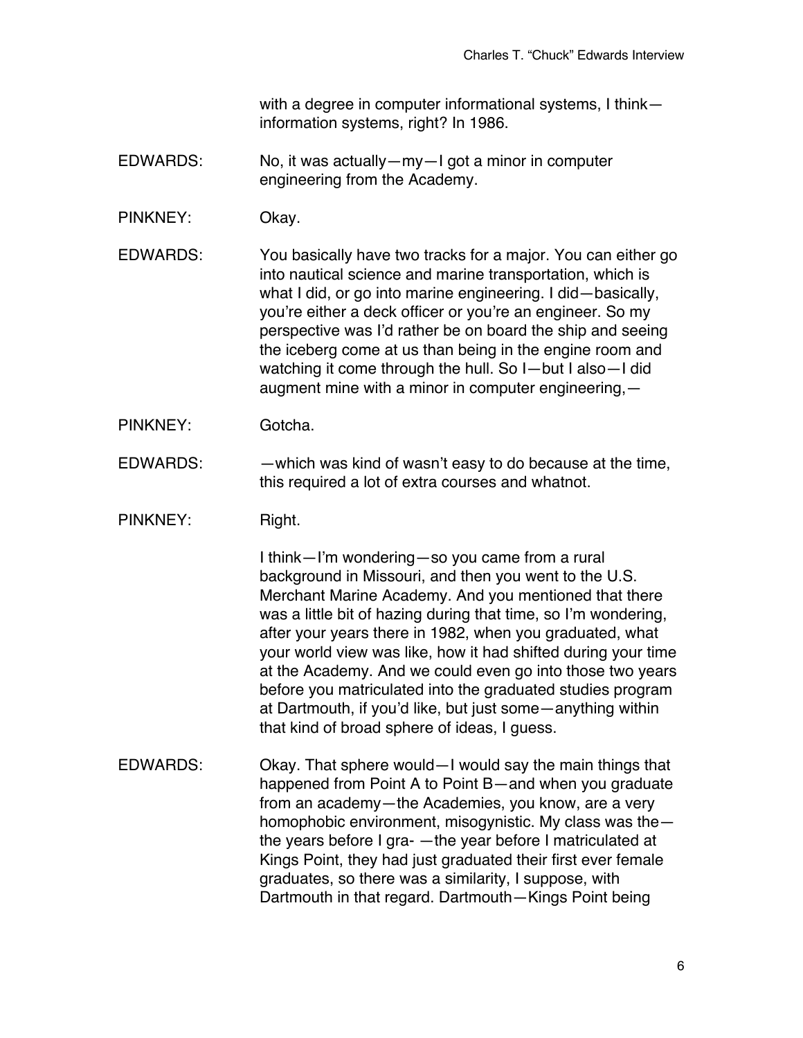with a degree in computer informational systems, I think—information systems, right? In 1986.

EDWARDS: No, it was actually—my—I got a minor in computer engineering from the Academy.

PINKNEY: Okay.

EDWARDS: You basically have two tracks for a major. You can either go into nautical science and marine transportation, which is what I did, or go into marine engineering. I did—basically, you're either a deck officer or you're an engineer. So my perspective was I'd rather be on board the ship and seeing the iceberg come at us than being in the engine room and watching it come through the hull. So I—but I also—I did augment mine with a minor in computer engineering,—

PINKNEY: Gotcha.

EDWARDS: —which was kind of wasn't easy to do because at the time, this required a lot of extra courses and whatnot.

PINKNEY: Right.

I think—I'm wondering—so you came from a rural background in Missouri, and then you went to the U.S. Merchant Marine Academy. And you mentioned that there was a little bit of hazing during that time, so I'm wondering, after your years there in 1982, when you graduated, what your world view was like, how it had shifted during your time at the Academy. And we could even go into those two years before you matriculated into the graduated studies program at Dartmouth, if you'd like, but just some—anything within that kind of broad sphere of ideas, I guess.

EDWARDS: Okay. That sphere would—I would say the main things that happened from Point A to Point B—and when you graduate from an academy—the Academies, you know, are a very homophobic environment, misogynistic. My class was the—the years before I gra- —the year before I matriculated at Kings Point, they had just graduated their first ever female graduates, so there was a similarity, I suppose, with Dartmouth in that regard. Dartmouth—Kings Point being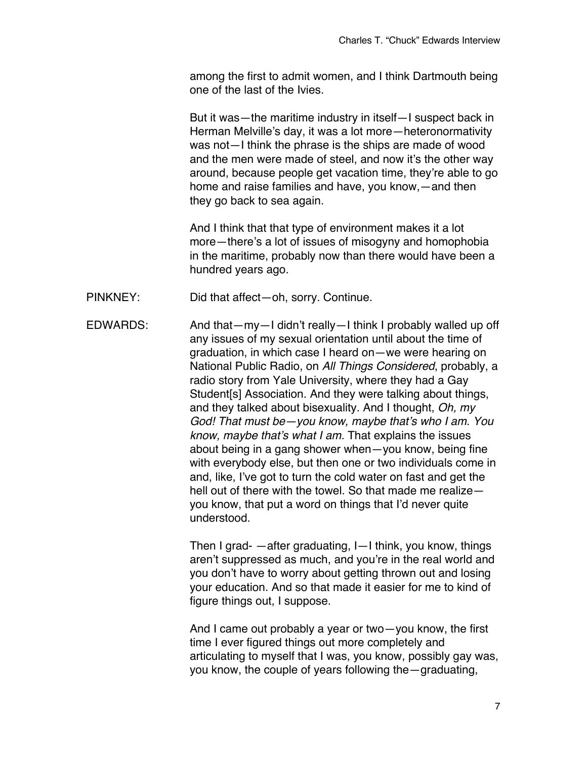among the first to admit women, and I think Dartmouth being one of the last of the Ivies.

But it was—the maritime industry in itself—I suspect back in Herman Melville's day, it was a lot more—heteronormativity was not—I think the phrase is the ships are made of wood and the men were made of steel, and now it's the other way around, because people get vacation time, they're able to go home and raise families and have, you know,—and then they go back to sea again.

And I think that that type of environment makes it a lot more—there's a lot of issues of misogyny and homophobia in the maritime, probably now than there would have been a hundred years ago.

PINKNEY: Did that affect—oh, sorry. Continue.

EDWARDS: And that—my—I didn't really—I think I probably walled up off any issues of my sexual orientation until about the time of graduation, in which case I heard on—we were hearing on National Public Radio, on *All Things Considered*, probably, a radio story from Yale University, where they had a Gay Student[s] Association. And they were talking about things, and they talked about bisexuality. And I thought, *Oh, my God! That must be—you know, maybe that's who I am. You know, maybe that's what I am.* That explains the issues about being in a gang shower when—you know, being fine with everybody else, but then one or two individuals come in and, like, I've got to turn the cold water on fast and get the hell out of there with the towel. So that made me realize—you know, that put a word on things that I'd never quite understood.

Then I grad- —after graduating, I—I think, you know, things aren't suppressed as much, and you're in the real world and you don't have to worry about getting thrown out and losing your education. And so that made it easier for me to kind of figure things out, I suppose.

And I came out probably a year or two—you know, the first time I ever figured things out more completely and articulating to myself that I was, you know, possibly gay was, you know, the couple of years following the—graduating,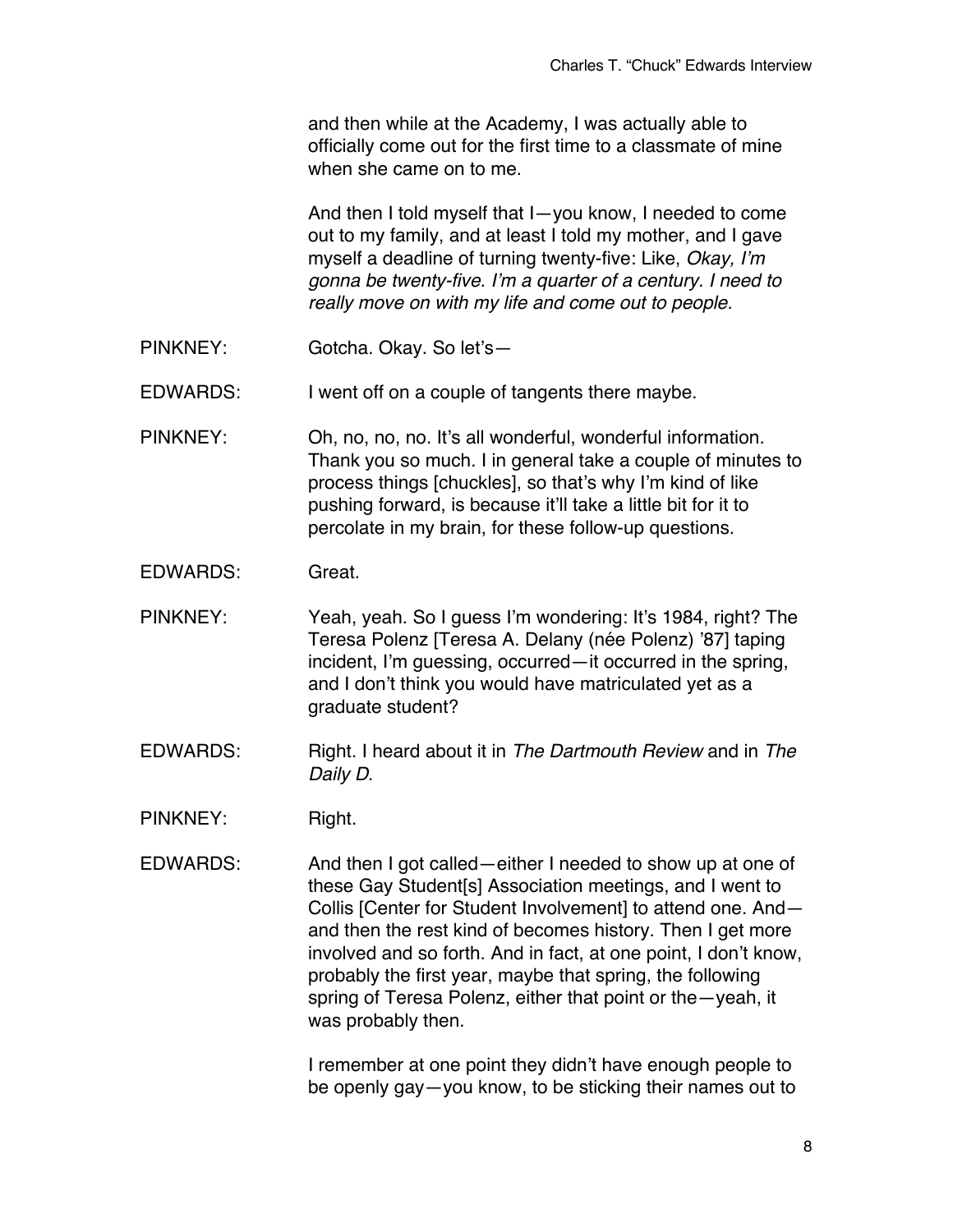and then while at the Academy, I was actually able to officially come out for the first time to a classmate of mine when she came on to me.

And then I told myself that I—you know, I needed to come out to my family, and at least I told my mother, and I gave myself a deadline of turning twenty-five: Like, *Okay, I'm gonna be twenty-five. I'm a quarter of a century. I need to really move on with my life and come out to people.*

PINKNEY: Gotcha. Okay. So let's—

EDWARDS: I went off on a couple of tangents there maybe.

PINKNEY: Oh, no, no, no. It's all wonderful, wonderful information. Thank you so much. I in general take a couple of minutes to process things [chuckles], so that's why I'm kind of like pushing forward, is because it'll take a little bit for it to percolate in my brain, for these follow-up questions.

EDWARDS: Great.

PINKNEY: Yeah, yeah. So I guess I'm wondering: It's 1984, right? The Teresa Polenz [Teresa A. Delany (née Polenz) '87] taping incident, I'm guessing, occurred—it occurred in the spring, and I don't think you would have matriculated yet as a graduate student?

EDWARDS: Right. I heard about it in *The Dartmouth Review* and in *The Daily D*.

PINKNEY: Right.

EDWARDS: And then I got called—either I needed to show up at one of these Gay Student[s] Association meetings, and I went to Collis [Center for Student Involvement] to attend one. And—and then the rest kind of becomes history. Then I get more involved and so forth. And in fact, at one point, I don't know, probably the first year, maybe that spring, the following spring of Teresa Polenz, either that point or the—yeah, it was probably then.

I remember at one point they didn't have enough people to be openly gay—you know, to be sticking their names out to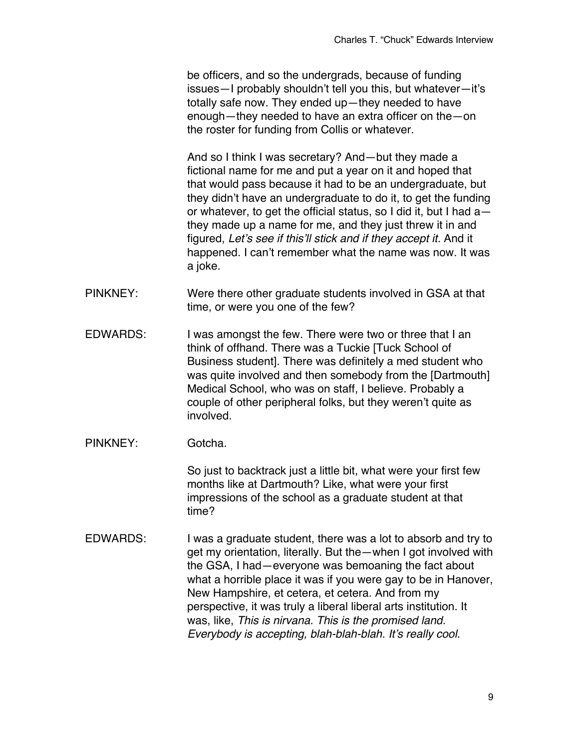be officers, and so the undergrads, because of funding issues—I probably shouldn't tell you this, but whatever—it's totally safe now. They ended up—they needed to have enough—they needed to have an extra officer on the—on the roster for funding from Collis or whatever.

And so I think I was secretary? And—but they made a fictional name for me and put a year on it and hoped that that would pass because it had to be an undergraduate, but they didn't have an undergraduate to do it, to get the funding or whatever, to get the official status, so I did it, but I had a—they made up a name for me, and they just threw it in and figured, *Let's see if this'll stick and if they accept it.* And it happened. I can't remember what the name was now. It was a joke.

PINKNEY: Were there other graduate students involved in GSA at that time, or were you one of the few?

EDWARDS: I was amongst the few. There were two or three that I an think of offhand. There was a Tuckie [Tuck School of Business student]. There was definitely a med student who was quite involved and then somebody from the [Dartmouth] Medical School, who was on staff, I believe. Probably a couple of other peripheral folks, but they weren't quite as involved.

PINKNEY: Gotcha.

So just to backtrack just a little bit, what were your first few months like at Dartmouth? Like, what were your first impressions of the school as a graduate student at that time?

EDWARDS: I was a graduate student, there was a lot to absorb and try to get my orientation, literally. But the—when I got involved with the GSA, I had—everyone was bemoaning the fact about what a horrible place it was if you were gay to be in Hanover, New Hampshire, et cetera, et cetera. And from my perspective, it was truly a liberal liberal arts institution. It was, like, *This is nirvana. This is the promised land. Everybody is accepting, blah-blah-blah. It's really cool.*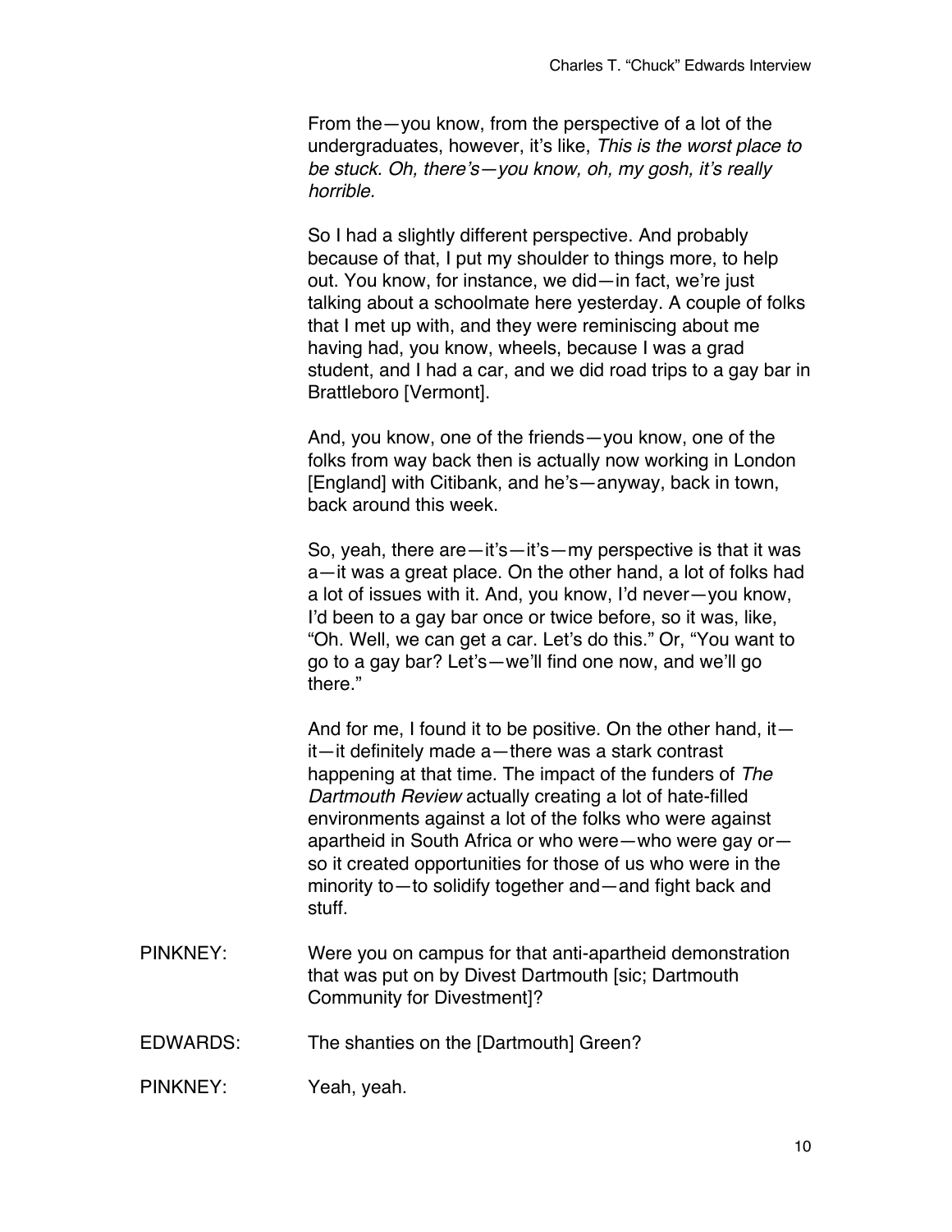From the—you know, from the perspective of a lot of the undergraduates, however, it's like, *This is the worst place to be stuck. Oh, there's—you know, oh, my gosh, it's really horrible.*

So I had a slightly different perspective. And probably because of that, I put my shoulder to things more, to help out. You know, for instance, we did—in fact, we're just talking about a schoolmate here yesterday. A couple of folks that I met up with, and they were reminiscing about me having had, you know, wheels, because I was a grad student, and I had a car, and we did road trips to a gay bar in Brattleboro [Vermont].

And, you know, one of the friends—you know, one of the folks from way back then is actually now working in London [England] with Citibank, and he's—anyway, back in town, back around this week.

So, yeah, there are—it's—it's—my perspective is that it was a—it was a great place. On the other hand, a lot of folks had a lot of issues with it. And, you know, I'd never—you know, I'd been to a gay bar once or twice before, so it was, like, "Oh. Well, we can get a car. Let's do this." Or, "You want to go to a gay bar? Let's—we'll find one now, and we'll go there."

And for me, I found it to be positive. On the other hand, it—it—it definitely made a—there was a stark contrast happening at that time. The impact of the funders of *The Dartmouth Review* actually creating a lot of hate-filled environments against a lot of the folks who were against apartheid in South Africa or who were—who were gay or—so it created opportunities for those of us who were in the minority to—to solidify together and—and fight back and stuff.

PINKNEY: Were you on campus for that anti-apartheid demonstration that was put on by Divest Dartmouth [sic; Dartmouth Community for Divestment]?

EDWARDS: The shanties on the [Dartmouth] Green?

PINKNEY: Yeah, yeah.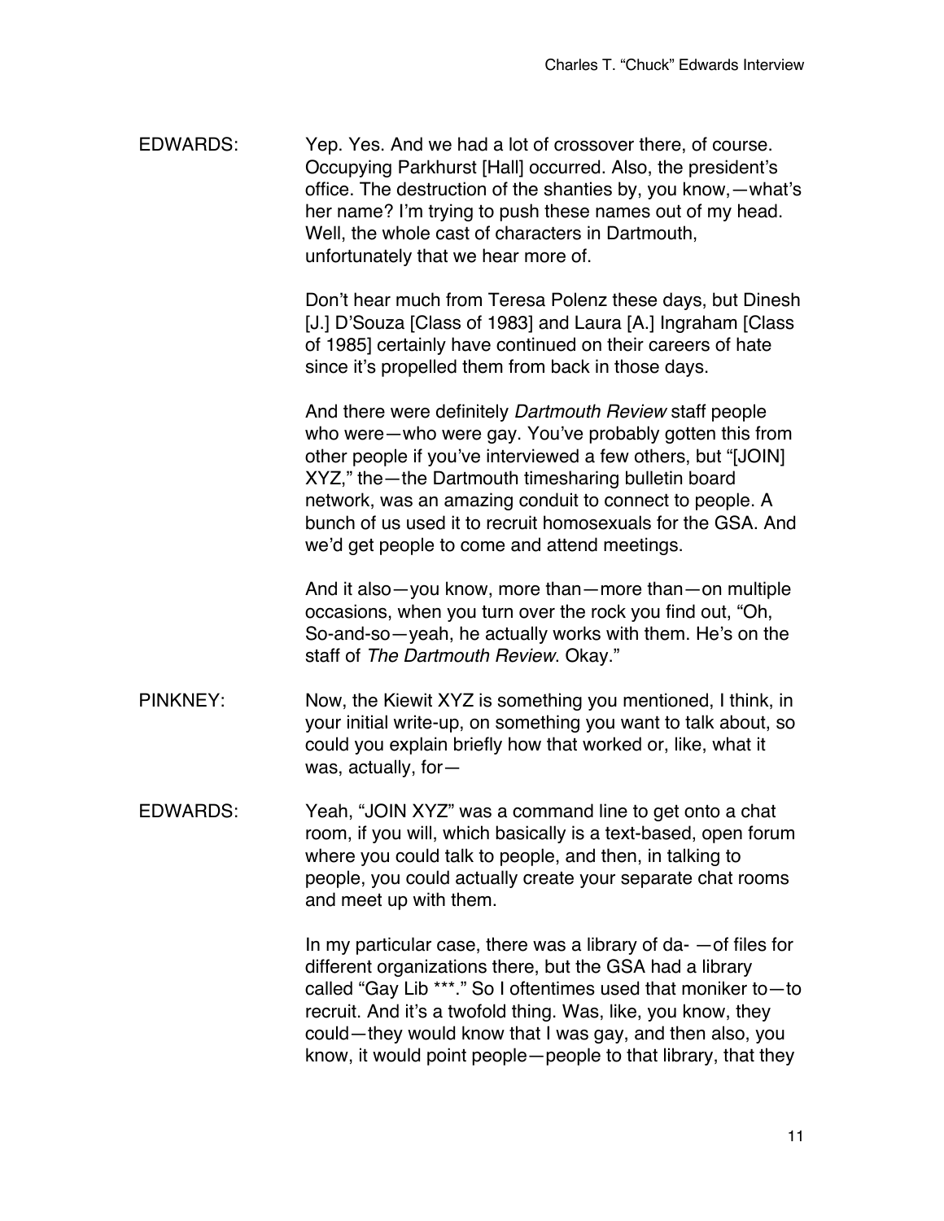EDWARDS: Yep. Yes. And we had a lot of crossover there, of course. Occupying Parkhurst [Hall] occurred. Also, the president's office. The destruction of the shanties by, you know,—what's her name? I'm trying to push these names out of my head. Well, the whole cast of characters in Dartmouth, unfortunately that we hear more of.

Don't hear much from Teresa Polenz these days, but Dinesh [J.] D'Souza [Class of 1983] and Laura [A.] Ingraham [Class of 1985] certainly have continued on their careers of hate since it's propelled them from back in those days.

And there were definitely *Dartmouth Review* staff people who were—who were gay. You've probably gotten this from other people if you've interviewed a few others, but "[JOIN] XYZ," the—the Dartmouth timesharing bulletin board network, was an amazing conduit to connect to people. A bunch of us used it to recruit homosexuals for the GSA. And we'd get people to come and attend meetings.

And it also—you know, more than—more than—on multiple occasions, when you turn over the rock you find out, "Oh, So-and-so—yeah, he actually works with them. He's on the staff of *The Dartmouth Review*. Okay."

PINKNEY: Now, the Kiewit XYZ is something you mentioned, I think, in your initial write-up, on something you want to talk about, so could you explain briefly how that worked or, like, what it was, actually, for—

EDWARDS: Yeah, "JOIN XYZ" was a command line to get onto a chat room, if you will, which basically is a text-based, open forum where you could talk to people, and then, in talking to people, you could actually create your separate chat rooms and meet up with them.

In my particular case, there was a library of da- —of files for different organizations there, but the GSA had a library called "Gay Lib ***." So I oftentimes used that moniker to—to recruit. And it's a twofold thing. Was, like, you know, they could—they would know that I was gay, and then also, you know, it would point people—people to that library, that they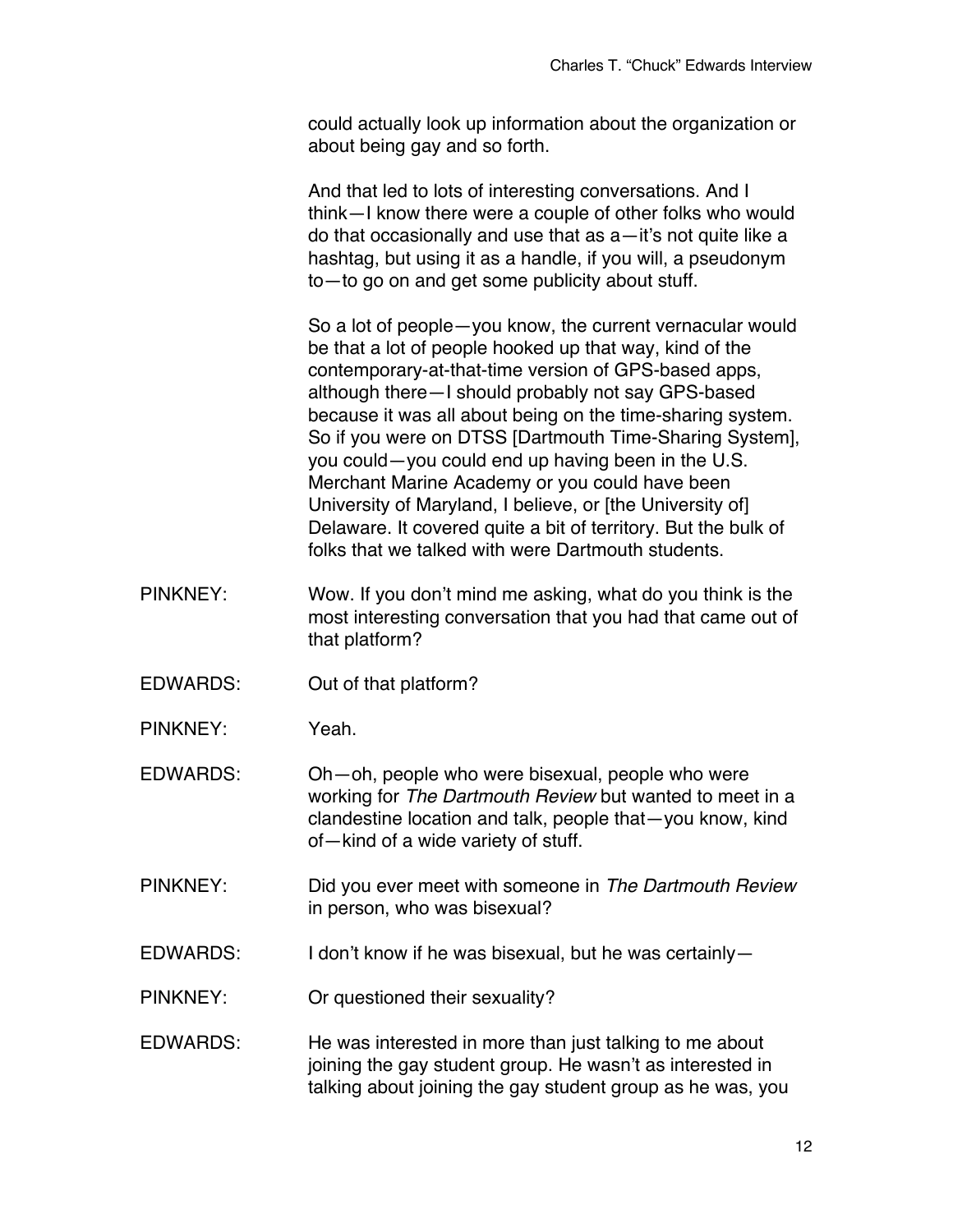could actually look up information about the organization or about being gay and so forth.

And that led to lots of interesting conversations. And I think—I know there were a couple of other folks who would do that occasionally and use that as a—it's not quite like a hashtag, but using it as a handle, if you will, a pseudonym to—to go on and get some publicity about stuff.

So a lot of people—you know, the current vernacular would be that a lot of people hooked up that way, kind of the contemporary-at-that-time version of GPS-based apps, although there—I should probably not say GPS-based because it was all about being on the time-sharing system. So if you were on DTSS [Dartmouth Time-Sharing System], you could—you could end up having been in the U.S. Merchant Marine Academy or you could have been University of Maryland, I believe, or [the University of] Delaware. It covered quite a bit of territory. But the bulk of folks that we talked with were Dartmouth students.

PINKNEY: Wow. If you don't mind me asking, what do you think is the most interesting conversation that you had that came out of that platform?

EDWARDS: Out of that platform?

PINKNEY: Yeah.

EDWARDS: Oh—oh, people who were bisexual, people who were working for *The Dartmouth Review* but wanted to meet in a clandestine location and talk, people that—you know, kind of—kind of a wide variety of stuff.

PINKNEY: Did you ever meet with someone in *The Dartmouth Review* in person, who was bisexual?

EDWARDS: I don't know if he was bisexual, but he was certainly—

PINKNEY: Or questioned their sexuality?

EDWARDS: He was interested in more than just talking to me about joining the gay student group. He wasn't as interested in talking about joining the gay student group as he was, you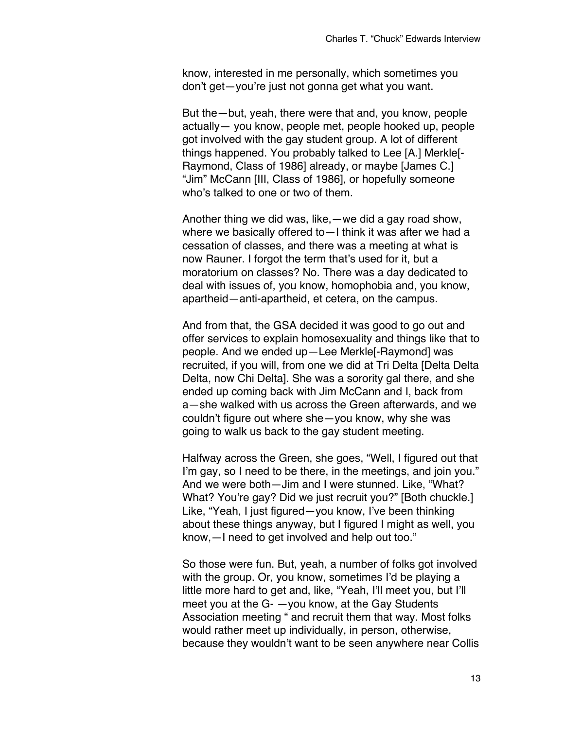know, interested in me personally, which sometimes you don't get—you're just not gonna get what you want.

But the—but, yeah, there were that and, you know, people actually— you know, people met, people hooked up, people got involved with the gay student group. A lot of different things happened. You probably talked to Lee [A.] Merkle[-Raymond, Class of 1986] already, or maybe [James C.] "Jim" McCann [III, Class of 1986], or hopefully someone who's talked to one or two of them.

Another thing we did was, like,—we did a gay road show, where we basically offered to—I think it was after we had a cessation of classes, and there was a meeting at what is now Rauner. I forgot the term that's used for it, but a moratorium on classes? No. There was a day dedicated to deal with issues of, you know, homophobia and, you know, apartheid—anti-apartheid, et cetera, on the campus.

And from that, the GSA decided it was good to go out and offer services to explain homosexuality and things like that to people. And we ended up—Lee Merkle[-Raymond] was recruited, if you will, from one we did at Tri Delta [Delta Delta Delta, now Chi Delta]. She was a sorority gal there, and she ended up coming back with Jim McCann and I, back from a—she walked with us across the Green afterwards, and we couldn't figure out where she—you know, why she was going to walk us back to the gay student meeting.

Halfway across the Green, she goes, "Well, I figured out that I'm gay, so I need to be there, in the meetings, and join you." And we were both—Jim and I were stunned. Like, "What? What? You're gay? Did we just recruit you?" [Both chuckle.] Like, "Yeah, I just figured—you know, I've been thinking about these things anyway, but I figured I might as well, you know,—I need to get involved and help out too."

So those were fun. But, yeah, a number of folks got involved with the group. Or, you know, sometimes I'd be playing a little more hard to get and, like, "Yeah, I'll meet you, but I'll meet you at the G- —you know, at the Gay Students Association meeting " and recruit them that way. Most folks would rather meet up individually, in person, otherwise, because they wouldn't want to be seen anywhere near Collis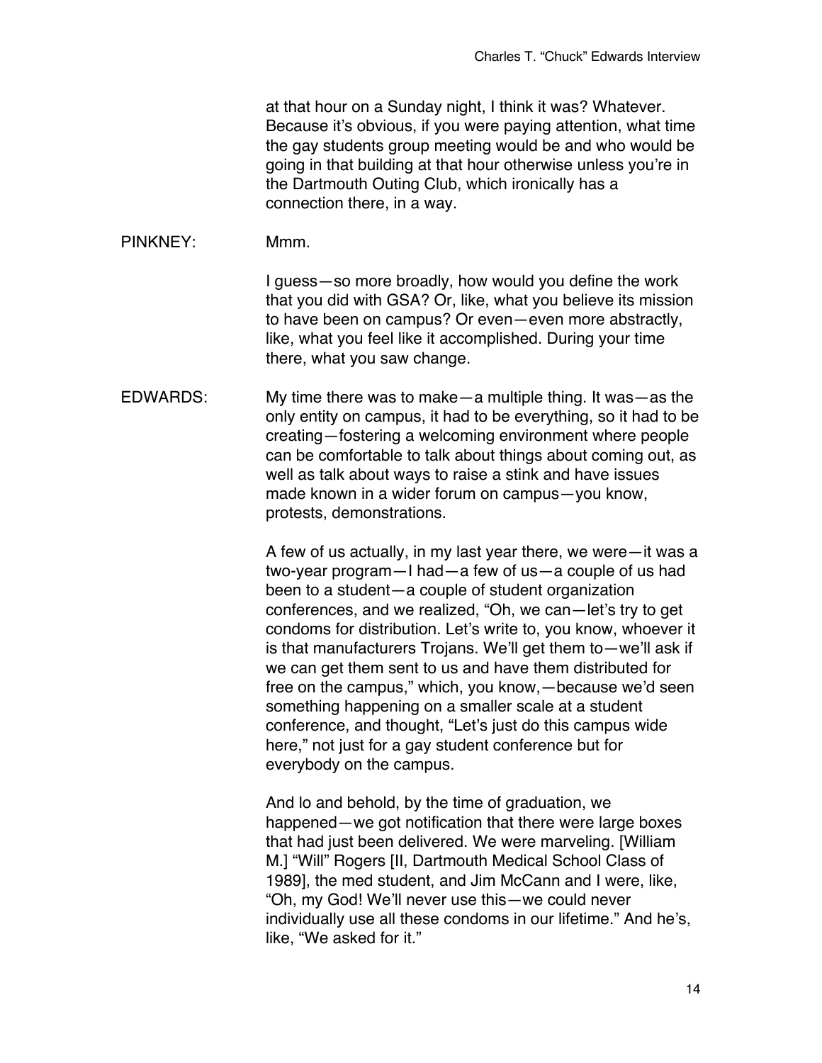at that hour on a Sunday night, I think it was? Whatever. Because it's obvious, if you were paying attention, what time the gay students group meeting would be and who would be going in that building at that hour otherwise unless you're in the Dartmouth Outing Club, which ironically has a connection there, in a way.

PINKNEY: Mmm.

I guess—so more broadly, how would you define the work that you did with GSA? Or, like, what you believe its mission to have been on campus? Or even—even more abstractly, like, what you feel like it accomplished. During your time there, what you saw change.

EDWARDS: My time there was to make—a multiple thing. It was—as the only entity on campus, it had to be everything, so it had to be creating—fostering a welcoming environment where people can be comfortable to talk about things about coming out, as well as talk about ways to raise a stink and have issues made known in a wider forum on campus—you know, protests, demonstrations.

A few of us actually, in my last year there, we were—it was a two-year program—I had—a few of us—a couple of us had been to a student—a couple of student organization conferences, and we realized, "Oh, we can—let's try to get condoms for distribution. Let's write to, you know, whoever it is that manufacturers Trojans. We'll get them to—we'll ask if we can get them sent to us and have them distributed for free on the campus," which, you know,—because we'd seen something happening on a smaller scale at a student conference, and thought, "Let's just do this campus wide here," not just for a gay student conference but for everybody on the campus.

And lo and behold, by the time of graduation, we happened—we got notification that there were large boxes that had just been delivered. We were marveling. [William M.] "Will" Rogers [II, Dartmouth Medical School Class of 1989], the med student, and Jim McCann and I were, like, "Oh, my God! We'll never use this—we could never individually use all these condoms in our lifetime." And he's, like, "We asked for it."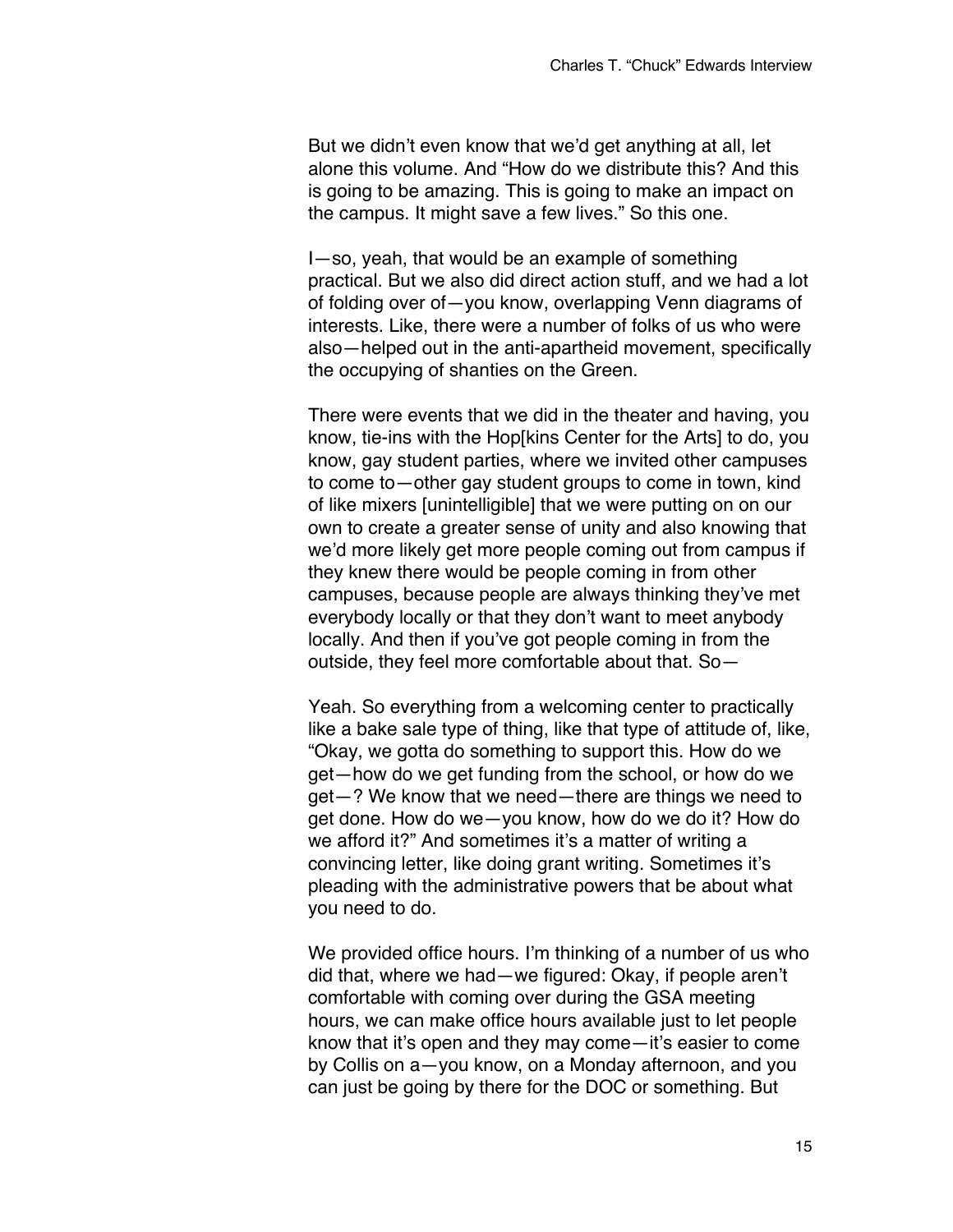But we didn't even know that we'd get anything at all, let alone this volume. And "How do we distribute this? And this is going to be amazing. This is going to make an impact on the campus. It might save a few lives." So this one.

I—so, yeah, that would be an example of something practical. But we also did direct action stuff, and we had a lot of folding over of—you know, overlapping Venn diagrams of interests. Like, there were a number of folks of us who were also—helped out in the anti-apartheid movement, specifically the occupying of shanties on the Green.

There were events that we did in the theater and having, you know, tie-ins with the Hop[kins Center for the Arts] to do, you know, gay student parties, where we invited other campuses to come to—other gay student groups to come in town, kind of like mixers [unintelligible] that we were putting on on our own to create a greater sense of unity and also knowing that we'd more likely get more people coming out from campus if they knew there would be people coming in from other campuses, because people are always thinking they've met everybody locally or that they don't want to meet anybody locally. And then if you've got people coming in from the outside, they feel more comfortable about that. So—

Yeah. So everything from a welcoming center to practically like a bake sale type of thing, like that type of attitude of, like, "Okay, we gotta do something to support this. How do we get—how do we get funding from the school, or how do we get—? We know that we need—there are things we need to get done. How do we—you know, how do we do it? How do we afford it?" And sometimes it's a matter of writing a convincing letter, like doing grant writing. Sometimes it's pleading with the administrative powers that be about what you need to do.

We provided office hours. I'm thinking of a number of us who did that, where we had—we figured: Okay, if people aren't comfortable with coming over during the GSA meeting hours, we can make office hours available just to let people know that it's open and they may come—it's easier to come by Collis on a—you know, on a Monday afternoon, and you can just be going by there for the DOC or something. But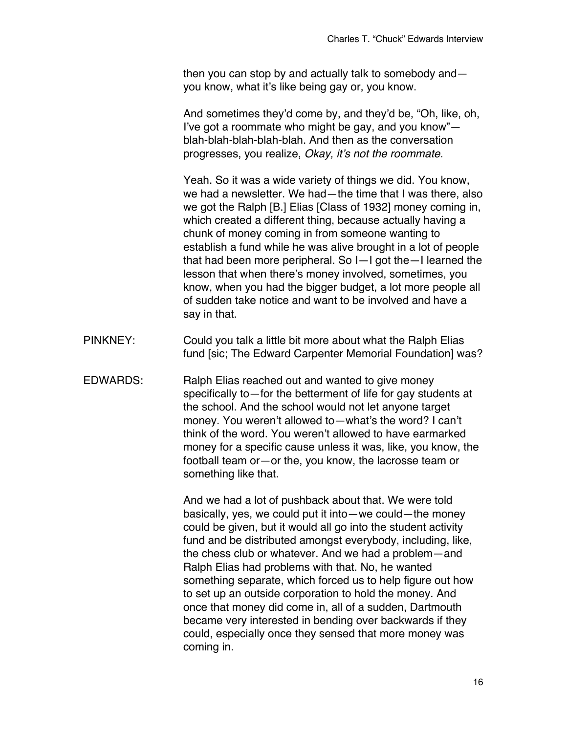then you can stop by and actually talk to somebody and—you know, what it's like being gay or, you know.

And sometimes they'd come by, and they'd be, "Oh, like, oh, I've got a roommate who might be gay, and you know"—blah-blah-blah-blah-blah. And then as the conversation progresses, you realize, *Okay, it's not the roommate.*

Yeah. So it was a wide variety of things we did. You know, we had a newsletter. We had—the time that I was there, also we got the Ralph [B.] Elias [Class of 1932] money coming in, which created a different thing, because actually having a chunk of money coming in from someone wanting to establish a fund while he was alive brought in a lot of people that had been more peripheral. So I—I got the—I learned the lesson that when there's money involved, sometimes, you know, when you had the bigger budget, a lot more people all of sudden take notice and want to be involved and have a say in that.

PINKNEY: Could you talk a little bit more about what the Ralph Elias fund [sic; The Edward Carpenter Memorial Foundation] was?

EDWARDS: Ralph Elias reached out and wanted to give money specifically to—for the betterment of life for gay students at the school. And the school would not let anyone target money. You weren't allowed to—what's the word? I can't think of the word. You weren't allowed to have earmarked money for a specific cause unless it was, like, you know, the football team or—or the, you know, the lacrosse team or something like that.

And we had a lot of pushback about that. We were told basically, yes, we could put it into—we could—the money could be given, but it would all go into the student activity fund and be distributed amongst everybody, including, like, the chess club or whatever. And we had a problem—and Ralph Elias had problems with that. No, he wanted something separate, which forced us to help figure out how to set up an outside corporation to hold the money. And once that money did come in, all of a sudden, Dartmouth became very interested in bending over backwards if they could, especially once they sensed that more money was coming in.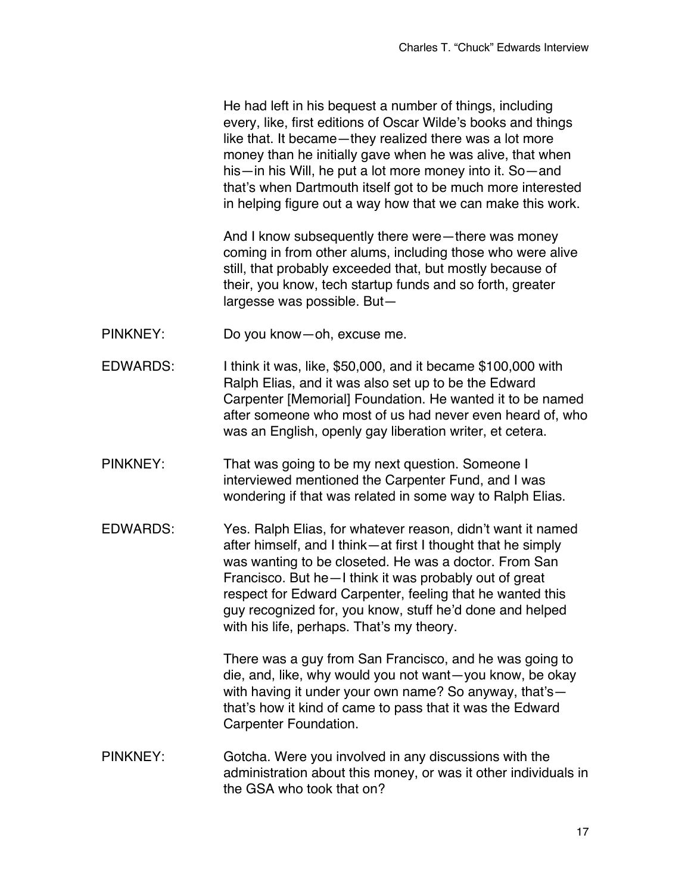He had left in his bequest a number of things, including every, like, first editions of Oscar Wilde's books and things like that. It became—they realized there was a lot more money than he initially gave when he was alive, that when his—in his Will, he put a lot more money into it. So—and that's when Dartmouth itself got to be much more interested in helping figure out a way how that we can make this work.

And I know subsequently there were—there was money coming in from other alums, including those who were alive still, that probably exceeded that, but mostly because of their, you know, tech startup funds and so forth, greater largesse was possible. But—

PINKNEY: Do you know—oh, excuse me.

EDWARDS: I think it was, like, $50,000, and it became $100,000 with Ralph Elias, and it was also set up to be the Edward Carpenter [Memorial] Foundation. He wanted it to be named after someone who most of us had never even heard of, who was an English, openly gay liberation writer, et cetera.

PINKNEY: That was going to be my next question. Someone I interviewed mentioned the Carpenter Fund, and I was wondering if that was related in some way to Ralph Elias.

EDWARDS: Yes. Ralph Elias, for whatever reason, didn't want it named after himself, and I think—at first I thought that he simply was wanting to be closeted. He was a doctor. From San Francisco. But he—I think it was probably out of great respect for Edward Carpenter, feeling that he wanted this guy recognized for, you know, stuff he'd done and helped with his life, perhaps. That's my theory.

There was a guy from San Francisco, and he was going to die, and, like, why would you not want—you know, be okay with having it under your own name? So anyway, that's—that's how it kind of came to pass that it was the Edward Carpenter Foundation.

PINKNEY: Gotcha. Were you involved in any discussions with the administration about this money, or was it other individuals in the GSA who took that on?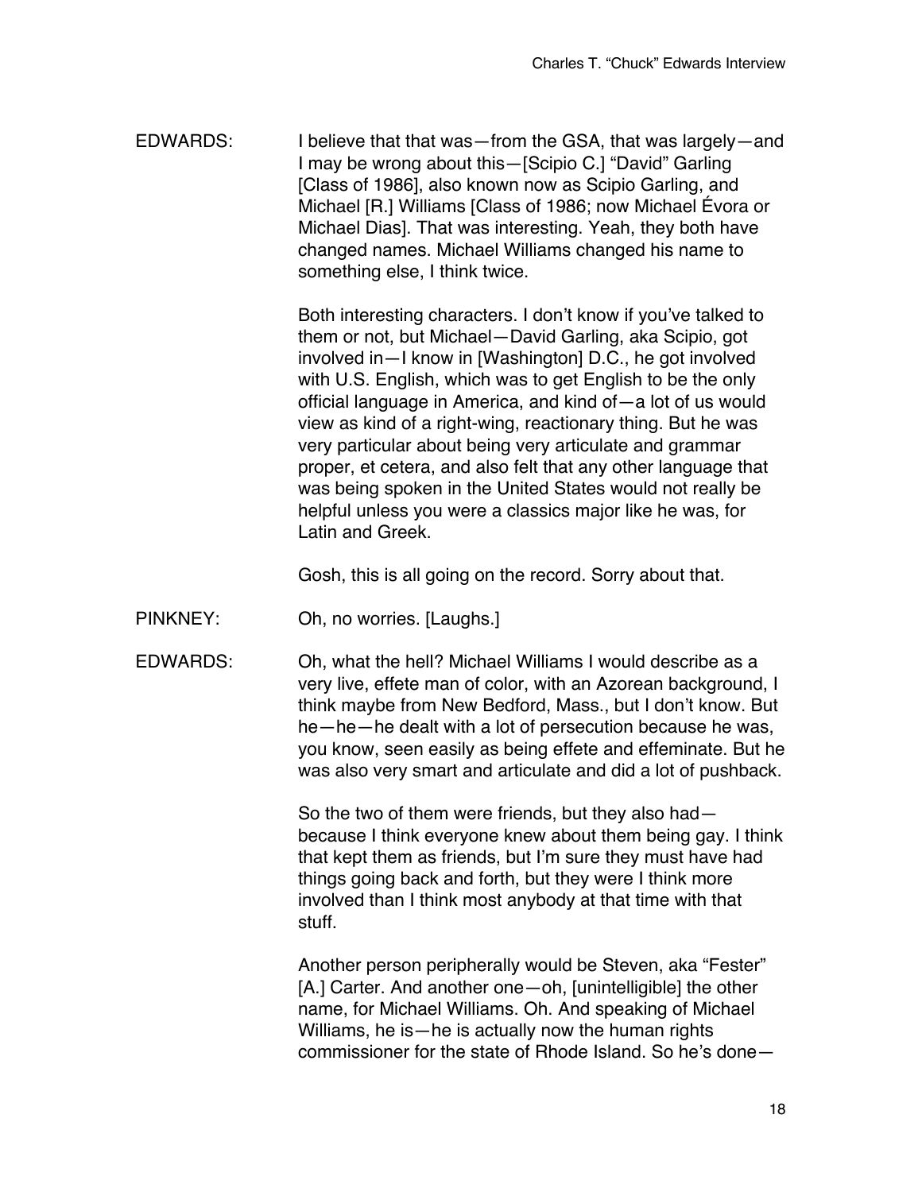EDWARDS: I believe that that was—from the GSA, that was largely—and I may be wrong about this—[Scipio C.] "David" Garling [Class of 1986], also known now as Scipio Garling, and Michael [R.] Williams [Class of 1986; now Michael Évora or Michael Dias]. That was interesting. Yeah, they both have changed names. Michael Williams changed his name to something else, I think twice.

Both interesting characters. I don't know if you've talked to them or not, but Michael—David Garling, aka Scipio, got involved in—I know in [Washington] D.C., he got involved with U.S. English, which was to get English to be the only official language in America, and kind of—a lot of us would view as kind of a right-wing, reactionary thing. But he was very particular about being very articulate and grammar proper, et cetera, and also felt that any other language that was being spoken in the United States would not really be helpful unless you were a classics major like he was, for Latin and Greek.

Gosh, this is all going on the record. Sorry about that.

PINKNEY: Oh, no worries. [Laughs.]

EDWARDS: Oh, what the hell? Michael Williams I would describe as a very live, effete man of color, with an Azorean background, I think maybe from New Bedford, Mass., but I don't know. But he—he—he dealt with a lot of persecution because he was, you know, seen easily as being effete and effeminate. But he was also very smart and articulate and did a lot of pushback.

So the two of them were friends, but they also had—because I think everyone knew about them being gay. I think that kept them as friends, but I'm sure they must have had things going back and forth, but they were I think more involved than I think most anybody at that time with that stuff.

Another person peripherally would be Steven, aka "Fester" [A.] Carter. And another one—oh, [unintelligible] the other name, for Michael Williams. Oh. And speaking of Michael Williams, he is—he is actually now the human rights commissioner for the state of Rhode Island. So he's done—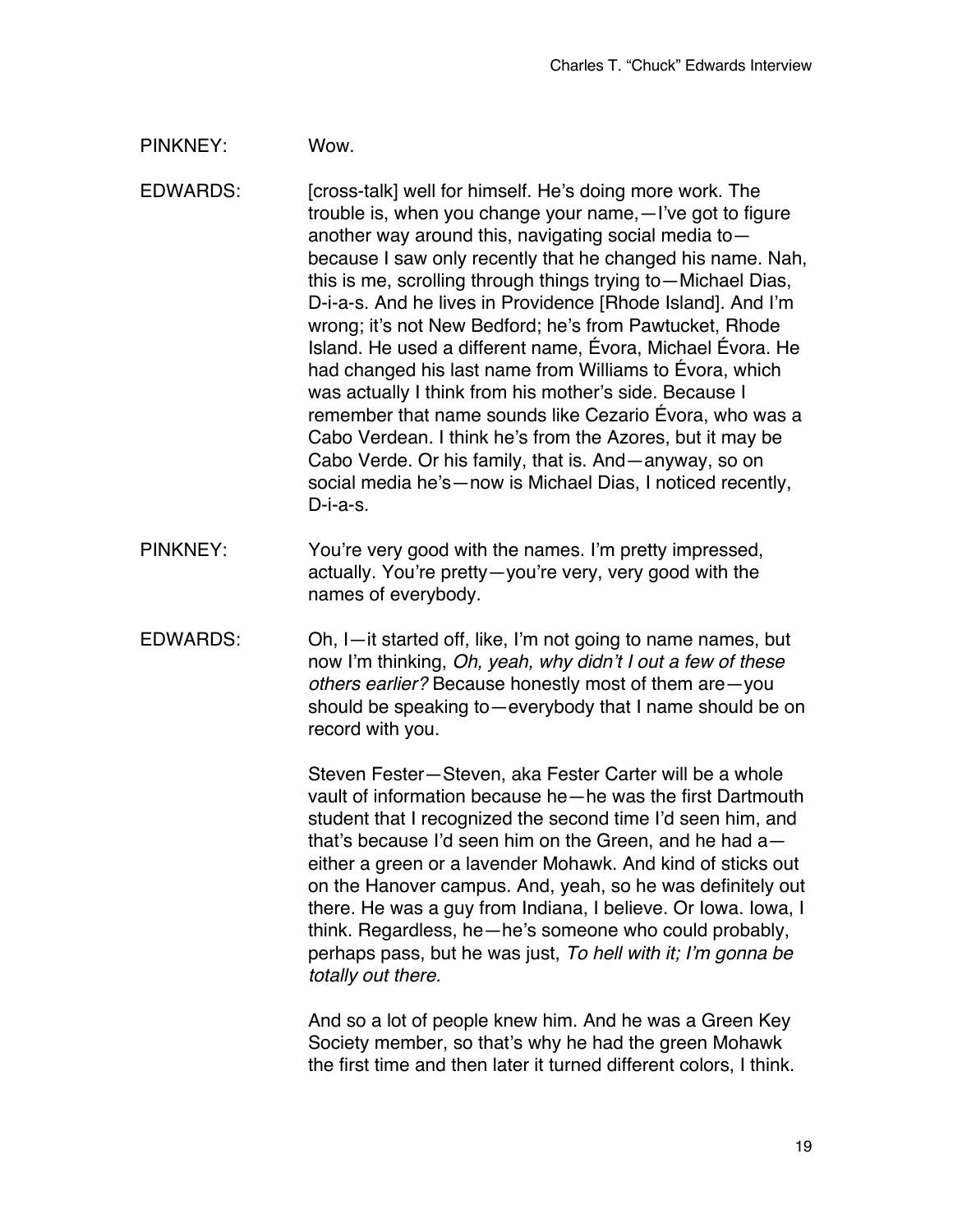PINKNEY: Wow.

EDWARDS: [cross-talk] well for himself. He's doing more work. The trouble is, when you change your name,—I've got to figure another way around this, navigating social media to—because I saw only recently that he changed his name. Nah, this is me, scrolling through things trying to—Michael Dias, D-i-a-s. And he lives in Providence [Rhode Island]. And I'm wrong; it's not New Bedford; he's from Pawtucket, Rhode Island. He used a different name, Évora, Michael Évora. He had changed his last name from Williams to Évora, which was actually I think from his mother's side. Because I remember that name sounds like Cezario Évora, who was a Cabo Verdean. I think he's from the Azores, but it may be Cabo Verde. Or his family, that is. And—anyway, so on social media he's—now is Michael Dias, I noticed recently, D-i-a-s.

PINKNEY: You're very good with the names. I'm pretty impressed, actually. You're pretty—you're very, very good with the names of everybody.

EDWARDS: Oh, I—it started off, like, I'm not going to name names, but now I'm thinking, *Oh, yeah, why didn't I out a few of these others earlier?* Because honestly most of them are—you should be speaking to—everybody that I name should be on record with you.

Steven Fester—Steven, aka Fester Carter will be a whole vault of information because he—he was the first Dartmouth student that I recognized the second time I'd seen him, and that's because I'd seen him on the Green, and he had a—either a green or a lavender Mohawk. And kind of sticks out on the Hanover campus. And, yeah, so he was definitely out there. He was a guy from Indiana, I believe. Or Iowa. Iowa, I think. Regardless, he—he's someone who could probably, perhaps pass, but he was just, *To hell with it; I'm gonna be totally out there.*

And so a lot of people knew him. And he was a Green Key Society member, so that's why he had the green Mohawk the first time and then later it turned different colors, I think.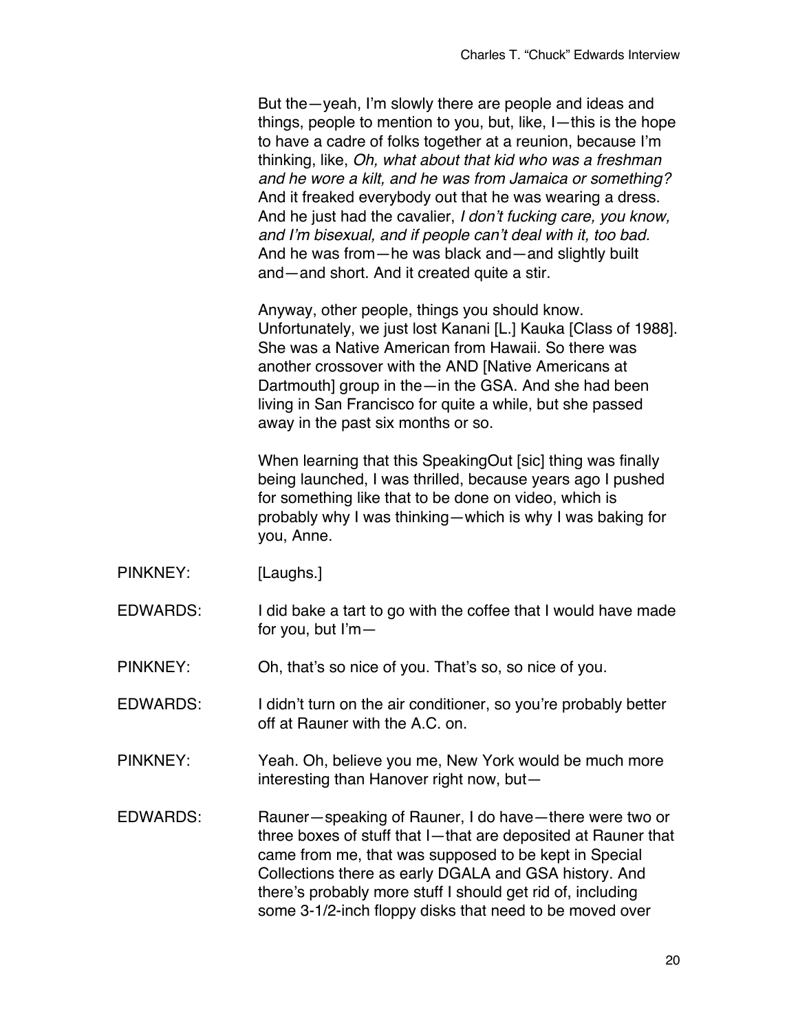But the—yeah, I'm slowly there are people and ideas and things, people to mention to you, but, like, I—this is the hope to have a cadre of folks together at a reunion, because I'm thinking, like, *Oh, what about that kid who was a freshman and he wore a kilt, and he was from Jamaica or something?* And it freaked everybody out that he was wearing a dress. And he just had the cavalier, *I don't fucking care, you know, and I'm bisexual, and if people can't deal with it, too bad.* And he was from—he was black and—and slightly built and—and short. And it created quite a stir.

Anyway, other people, things you should know. Unfortunately, we just lost Kanani [L.] Kauka [Class of 1988]. She was a Native American from Hawaii. So there was another crossover with the AND [Native Americans at Dartmouth] group in the—in the GSA. And she had been living in San Francisco for quite a while, but she passed away in the past six months or so.

When learning that this SpeakingOut [sic] thing was finally being launched, I was thrilled, because years ago I pushed for something like that to be done on video, which is probably why I was thinking—which is why I was baking for you, Anne.

PINKNEY: [Laughs.]

EDWARDS: I did bake a tart to go with the coffee that I would have made for you, but I'm—

PINKNEY: Oh, that's so nice of you. That's so, so nice of you.

EDWARDS: I didn't turn on the air conditioner, so you're probably better off at Rauner with the A.C. on.

PINKNEY: Yeah. Oh, believe you me, New York would be much more interesting than Hanover right now, but—

EDWARDS: Rauner—speaking of Rauner, I do have—there were two or three boxes of stuff that I—that are deposited at Rauner that came from me, that was supposed to be kept in Special Collections there as early DGALA and GSA history. And there's probably more stuff I should get rid of, including some 3-1/2-inch floppy disks that need to be moved over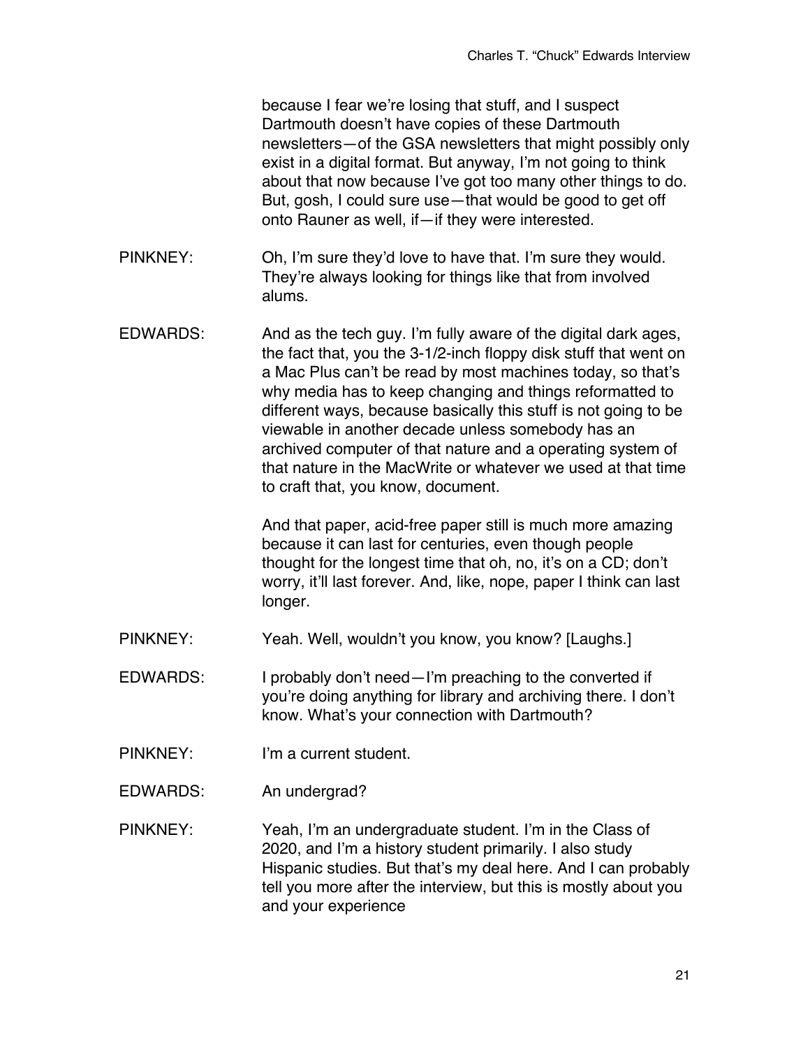because I fear we're losing that stuff, and I suspect Dartmouth doesn't have copies of these Dartmouth newsletters—of the GSA newsletters that might possibly only exist in a digital format. But anyway, I'm not going to think about that now because I've got too many other things to do. But, gosh, I could sure use—that would be good to get off onto Rauner as well, if—if they were interested.

PINKNEY: Oh, I'm sure they'd love to have that. I'm sure they would. They're always looking for things like that from involved alums.

EDWARDS: And as the tech guy. I'm fully aware of the digital dark ages, the fact that, you the 3-1/2-inch floppy disk stuff that went on a Mac Plus can't be read by most machines today, so that's why media has to keep changing and things reformatted to different ways, because basically this stuff is not going to be viewable in another decade unless somebody has an archived computer of that nature and a operating system of that nature in the MacWrite or whatever we used at that time to craft that, you know, document.

And that paper, acid-free paper still is much more amazing because it can last for centuries, even though people thought for the longest time that oh, no, it's on a CD; don't worry, it'll last forever. And, like, nope, paper I think can last longer.

PINKNEY: Yeah. Well, wouldn't you know, you know? [Laughs.]

EDWARDS: I probably don't need—I'm preaching to the converted if you're doing anything for library and archiving there. I don't know. What's your connection with Dartmouth?

PINKNEY: I'm a current student.

EDWARDS: An undergrad?

PINKNEY: Yeah, I'm an undergraduate student. I'm in the Class of 2020, and I'm a history student primarily. I also study Hispanic studies. But that's my deal here. And I can probably tell you more after the interview, but this is mostly about you and your experience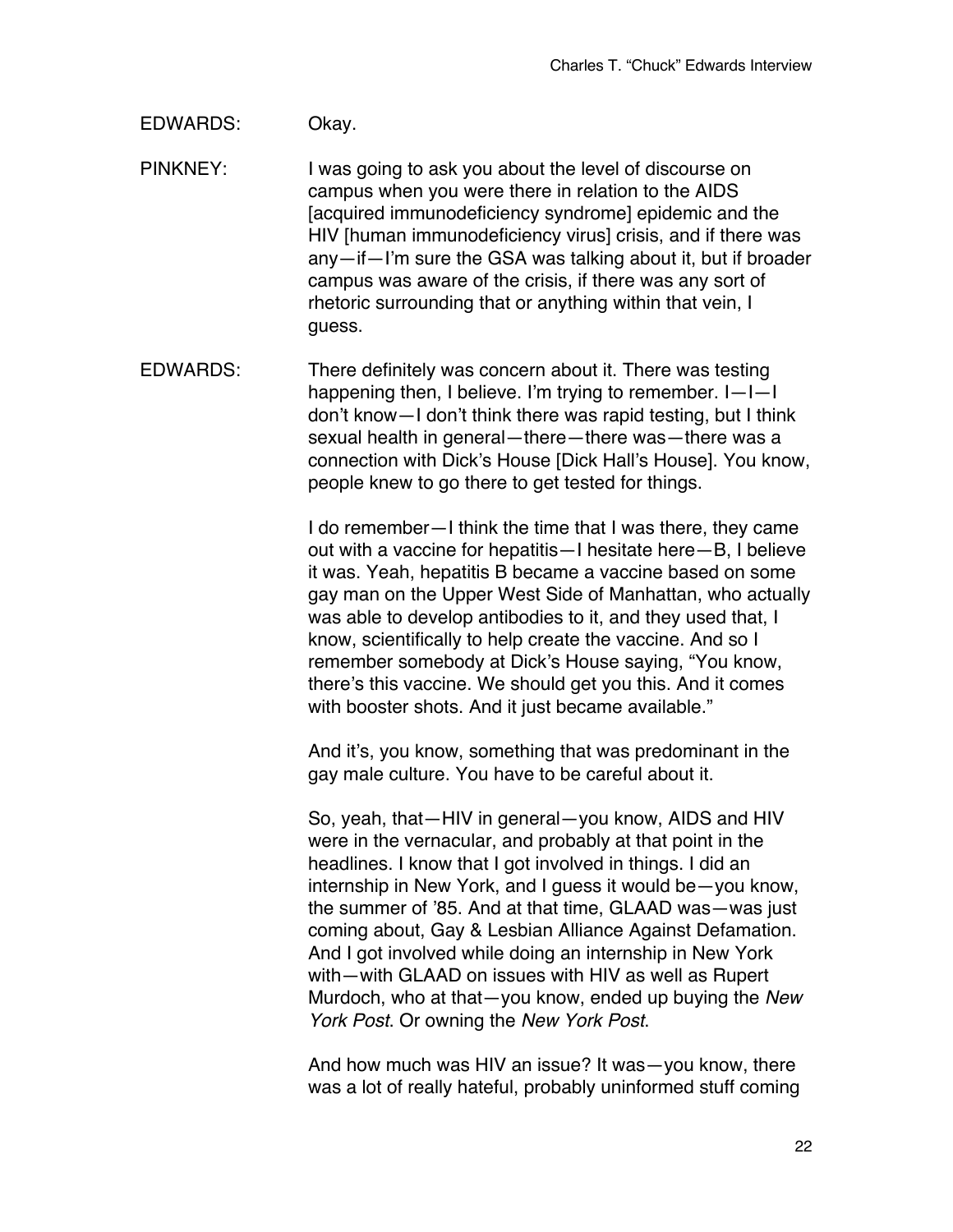EDWARDS: Okay.

PINKNEY: I was going to ask you about the level of discourse on campus when you were there in relation to the AIDS [acquired immunodeficiency syndrome] epidemic and the HIV [human immunodeficiency virus] crisis, and if there was any—if—I'm sure the GSA was talking about it, but if broader campus was aware of the crisis, if there was any sort of rhetoric surrounding that or anything within that vein, I guess.

EDWARDS: There definitely was concern about it. There was testing happening then, I believe. I'm trying to remember. I—I—I don't know—I don't think there was rapid testing, but I think sexual health in general—there—there was—there was a connection with Dick's House [Dick Hall's House]. You know, people knew to go there to get tested for things.

I do remember—I think the time that I was there, they came out with a vaccine for hepatitis—I hesitate here—B, I believe it was. Yeah, hepatitis B became a vaccine based on some gay man on the Upper West Side of Manhattan, who actually was able to develop antibodies to it, and they used that, I know, scientifically to help create the vaccine. And so I remember somebody at Dick's House saying, "You know, there's this vaccine. We should get you this. And it comes with booster shots. And it just became available."

And it's, you know, something that was predominant in the gay male culture. You have to be careful about it.

So, yeah, that—HIV in general—you know, AIDS and HIV were in the vernacular, and probably at that point in the headlines. I know that I got involved in things. I did an internship in New York, and I guess it would be—you know, the summer of '85. And at that time, GLAAD was—was just coming about, Gay & Lesbian Alliance Against Defamation. And I got involved while doing an internship in New York with—with GLAAD on issues with HIV as well as Rupert Murdoch, who at that—you know, ended up buying the *New York Post*. Or owning the *New York Post*.

And how much was HIV an issue? It was—you know, there was a lot of really hateful, probably uninformed stuff coming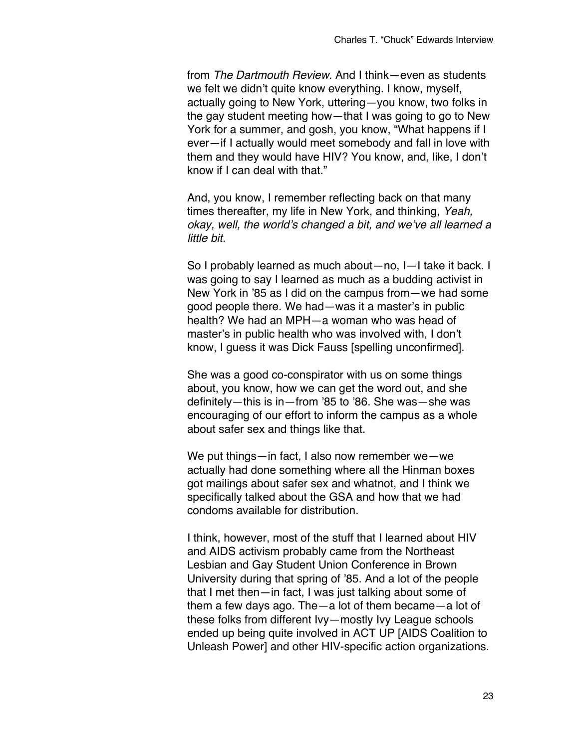from *The Dartmouth Review.* And I think—even as students we felt we didn't quite know everything. I know, myself, actually going to New York, uttering—you know, two folks in the gay student meeting how—that I was going to go to New York for a summer, and gosh, you know, "What happens if I ever—if I actually would meet somebody and fall in love with them and they would have HIV? You know, and, like, I don't know if I can deal with that."

And, you know, I remember reflecting back on that many times thereafter, my life in New York, and thinking, *Yeah, okay, well, the world's changed a bit, and we've all learned a little bit.*

So I probably learned as much about—no, I—I take it back. I was going to say I learned as much as a budding activist in New York in '85 as I did on the campus from—we had some good people there. We had—was it a master's in public health? We had an MPH—a woman who was head of master's in public health who was involved with, I don't know, I guess it was Dick Fauss [spelling unconfirmed].

She was a good co-conspirator with us on some things about, you know, how we can get the word out, and she definitely—this is in—from '85 to '86. She was—she was encouraging of our effort to inform the campus as a whole about safer sex and things like that.

We put things—in fact, I also now remember we—we actually had done something where all the Hinman boxes got mailings about safer sex and whatnot, and I think we specifically talked about the GSA and how that we had condoms available for distribution.

I think, however, most of the stuff that I learned about HIV and AIDS activism probably came from the Northeast Lesbian and Gay Student Union Conference in Brown University during that spring of '85. And a lot of the people that I met then—in fact, I was just talking about some of them a few days ago. The—a lot of them became—a lot of these folks from different Ivy—mostly Ivy League schools ended up being quite involved in ACT UP [AIDS Coalition to Unleash Power] and other HIV-specific action organizations.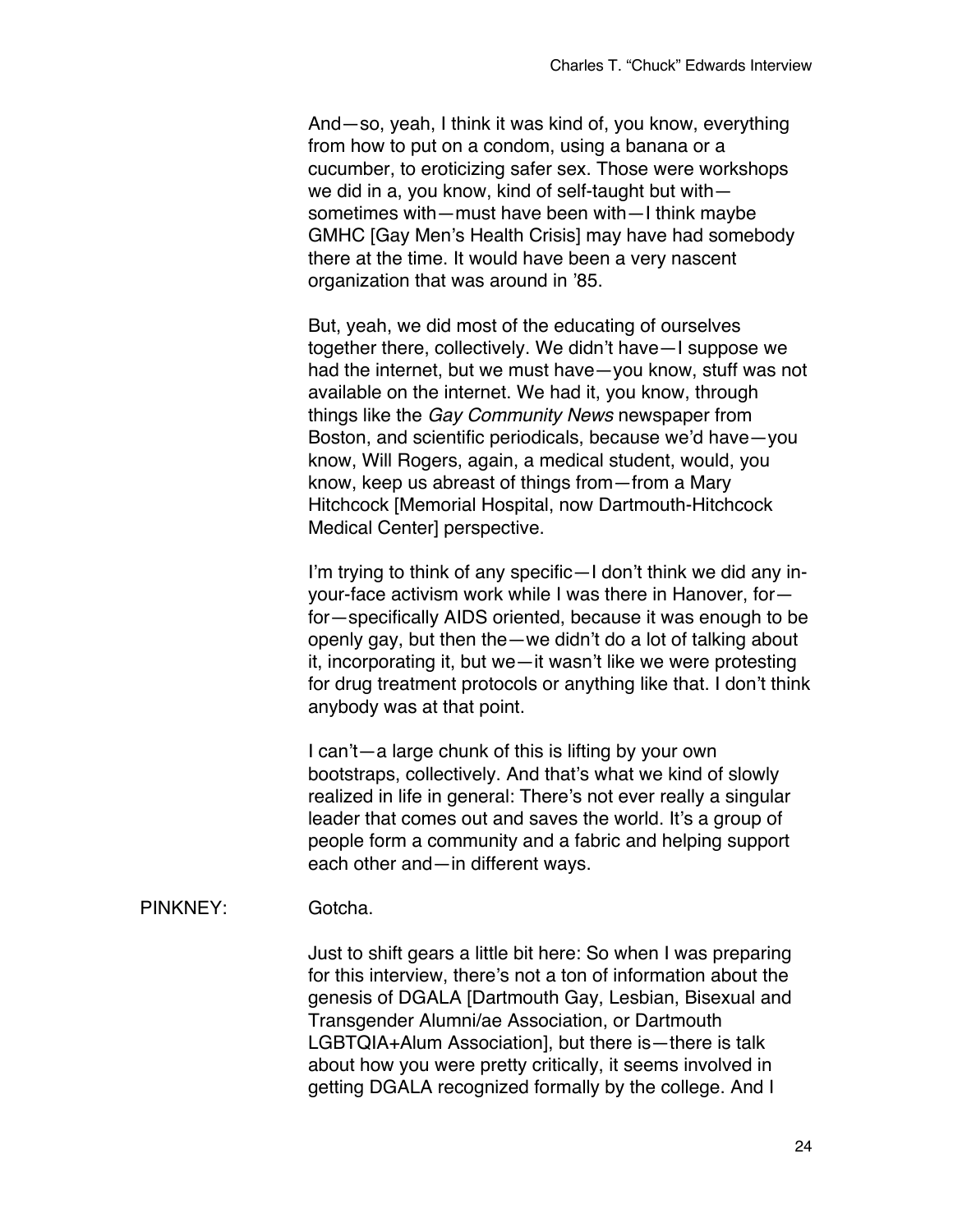And—so, yeah, I think it was kind of, you know, everything from how to put on a condom, using a banana or a cucumber, to eroticizing safer sex. Those were workshops we did in a, you know, kind of self-taught but with—sometimes with—must have been with—I think maybe GMHC [Gay Men's Health Crisis] may have had somebody there at the time. It would have been a very nascent organization that was around in '85.

But, yeah, we did most of the educating of ourselves together there, collectively. We didn't have—I suppose we had the internet, but we must have—you know, stuff was not available on the internet. We had it, you know, through things like the *Gay Community News* newspaper from Boston, and scientific periodicals, because we'd have—you know, Will Rogers, again, a medical student, would, you know, keep us abreast of things from—from a Mary Hitchcock [Memorial Hospital, now Dartmouth-Hitchcock Medical Center] perspective.

I'm trying to think of any specific—I don't think we did any in-your-face activism work while I was there in Hanover, for—for—specifically AIDS oriented, because it was enough to be openly gay, but then the—we didn't do a lot of talking about it, incorporating it, but we—it wasn't like we were protesting for drug treatment protocols or anything like that. I don't think anybody was at that point.

I can't—a large chunk of this is lifting by your own bootstraps, collectively. And that's what we kind of slowly realized in life in general: There's not ever really a singular leader that comes out and saves the world. It's a group of people form a community and a fabric and helping support each other and—in different ways.

PINKNEY: Gotcha.

Just to shift gears a little bit here: So when I was preparing for this interview, there's not a ton of information about the genesis of DGALA [Dartmouth Gay, Lesbian, Bisexual and Transgender Alumni/ae Association, or Dartmouth LGBTQIA+Alum Association], but there is—there is talk about how you were pretty critically, it seems involved in getting DGALA recognized formally by the college. And I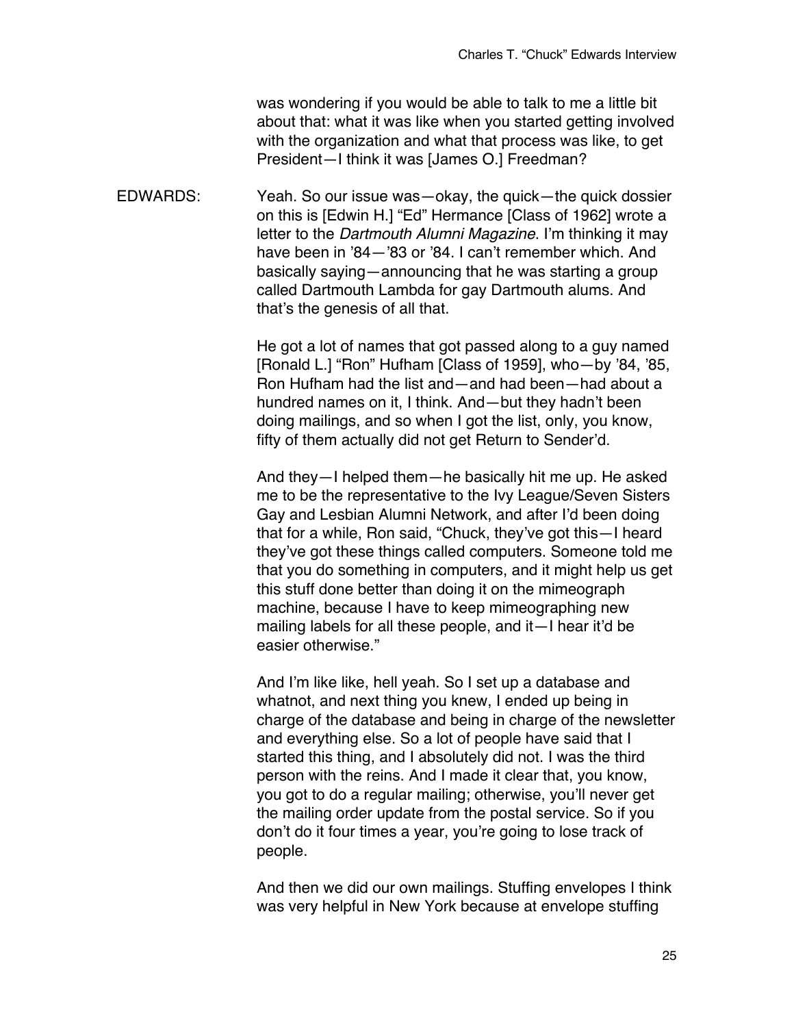was wondering if you would be able to talk to me a little bit about that: what it was like when you started getting involved with the organization and what that process was like, to get President—I think it was [James O.] Freedman?

EDWARDS: Yeah. So our issue was—okay, the quick—the quick dossier on this is [Edwin H.] "Ed" Hermance [Class of 1962] wrote a letter to the *Dartmouth Alumni Magazine*. I'm thinking it may have been in '84—'83 or '84. I can't remember which. And basically saying—announcing that he was starting a group called Dartmouth Lambda for gay Dartmouth alums. And that's the genesis of all that.

He got a lot of names that got passed along to a guy named [Ronald L.] "Ron" Hufham [Class of 1959], who—by '84, '85, Ron Hufham had the list and—and had been—had about a hundred names on it, I think. And—but they hadn't been doing mailings, and so when I got the list, only, you know, fifty of them actually did not get Return to Sender'd.

And they—I helped them—he basically hit me up. He asked me to be the representative to the Ivy League/Seven Sisters Gay and Lesbian Alumni Network, and after I'd been doing that for a while, Ron said, "Chuck, they've got this—I heard they've got these things called computers. Someone told me that you do something in computers, and it might help us get this stuff done better than doing it on the mimeograph machine, because I have to keep mimeographing new mailing labels for all these people, and it—I hear it'd be easier otherwise."

And I'm like like, hell yeah. So I set up a database and whatnot, and next thing you knew, I ended up being in charge of the database and being in charge of the newsletter and everything else. So a lot of people have said that I started this thing, and I absolutely did not. I was the third person with the reins. And I made it clear that, you know, you got to do a regular mailing; otherwise, you'll never get the mailing order update from the postal service. So if you don't do it four times a year, you're going to lose track of people.

And then we did our own mailings. Stuffing envelopes I think was very helpful in New York because at envelope stuffing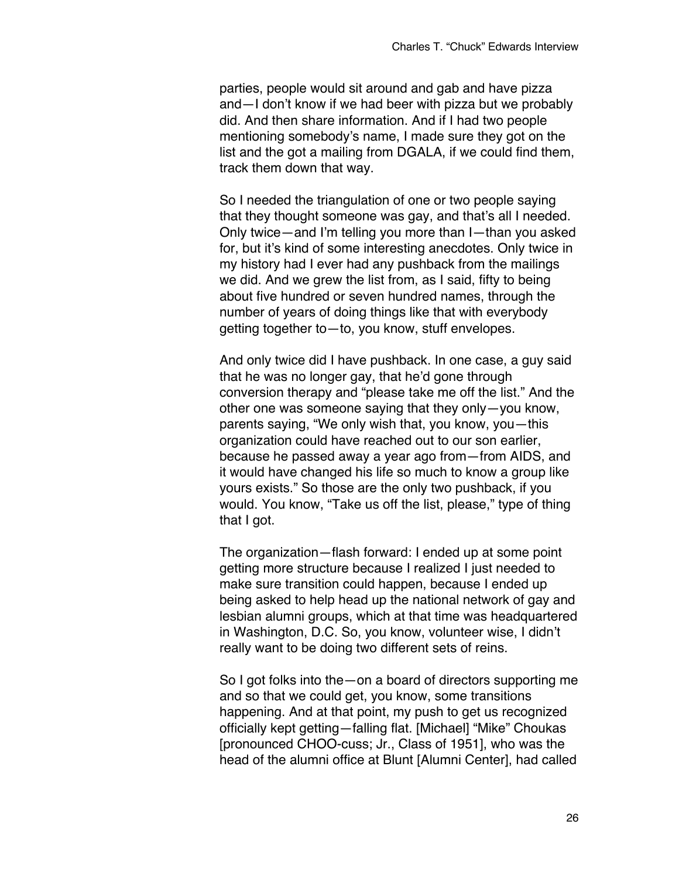parties, people would sit around and gab and have pizza and—I don't know if we had beer with pizza but we probably did. And then share information. And if I had two people mentioning somebody's name, I made sure they got on the list and the got a mailing from DGALA, if we could find them, track them down that way.

So I needed the triangulation of one or two people saying that they thought someone was gay, and that's all I needed. Only twice—and I'm telling you more than I—than you asked for, but it's kind of some interesting anecdotes. Only twice in my history had I ever had any pushback from the mailings we did. And we grew the list from, as I said, fifty to being about five hundred or seven hundred names, through the number of years of doing things like that with everybody getting together to—to, you know, stuff envelopes.

And only twice did I have pushback. In one case, a guy said that he was no longer gay, that he'd gone through conversion therapy and "please take me off the list." And the other one was someone saying that they only—you know, parents saying, "We only wish that, you know, you—this organization could have reached out to our son earlier, because he passed away a year ago from—from AIDS, and it would have changed his life so much to know a group like yours exists." So those are the only two pushback, if you would. You know, "Take us off the list, please," type of thing that I got.

The organization—flash forward: I ended up at some point getting more structure because I realized I just needed to make sure transition could happen, because I ended up being asked to help head up the national network of gay and lesbian alumni groups, which at that time was headquartered in Washington, D.C. So, you know, volunteer wise, I didn't really want to be doing two different sets of reins.

So I got folks into the—on a board of directors supporting me and so that we could get, you know, some transitions happening. And at that point, my push to get us recognized officially kept getting—falling flat. [Michael] "Mike" Choukas [pronounced CHOO-cuss; Jr., Class of 1951], who was the head of the alumni office at Blunt [Alumni Center], had called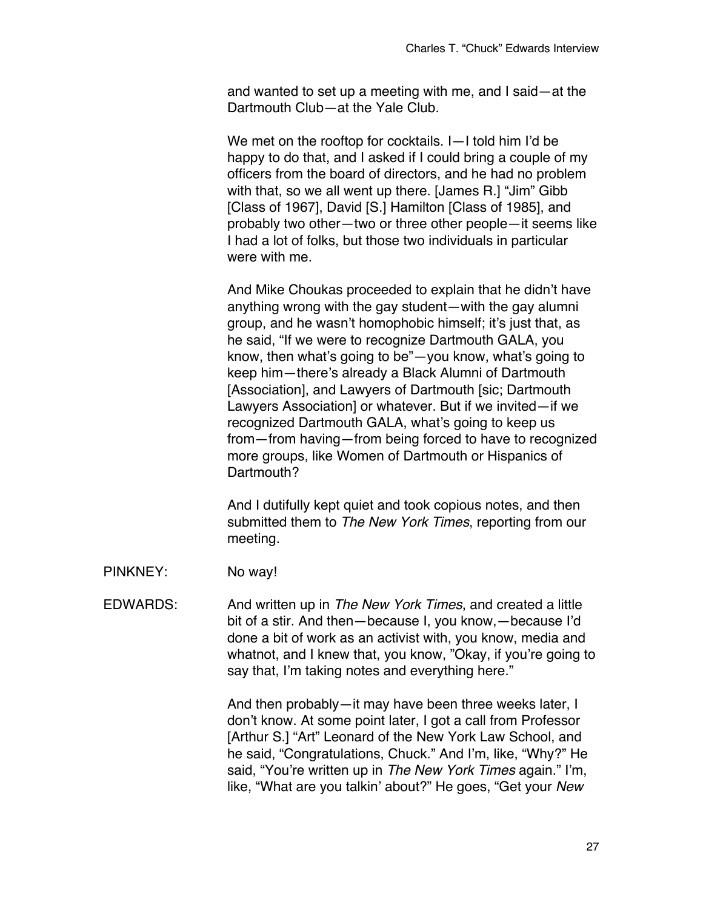and wanted to set up a meeting with me, and I said—at the Dartmouth Club—at the Yale Club.

We met on the rooftop for cocktails. I—I told him I'd be happy to do that, and I asked if I could bring a couple of my officers from the board of directors, and he had no problem with that, so we all went up there. [James R.] "Jim" Gibb [Class of 1967], David [S.] Hamilton [Class of 1985], and probably two other—two or three other people—it seems like I had a lot of folks, but those two individuals in particular were with me.

And Mike Choukas proceeded to explain that he didn't have anything wrong with the gay student—with the gay alumni group, and he wasn't homophobic himself; it's just that, as he said, "If we were to recognize Dartmouth GALA, you know, then what's going to be"—you know, what's going to keep him—there's already a Black Alumni of Dartmouth [Association], and Lawyers of Dartmouth [sic; Dartmouth Lawyers Association] or whatever. But if we invited—if we recognized Dartmouth GALA, what's going to keep us from—from having—from being forced to have to recognized more groups, like Women of Dartmouth or Hispanics of Dartmouth?

And I dutifully kept quiet and took copious notes, and then submitted them to *The New York Times*, reporting from our meeting.

PINKNEY: No way!

EDWARDS: And written up in *The New York Times*, and created a little bit of a stir. And then—because I, you know,—because I'd done a bit of work as an activist with, you know, media and whatnot, and I knew that, you know, "Okay, if you're going to say that, I'm taking notes and everything here."

And then probably—it may have been three weeks later, I don't know. At some point later, I got a call from Professor [Arthur S.] "Art" Leonard of the New York Law School, and he said, "Congratulations, Chuck." And I'm, like, "Why?" He said, "You're written up in *The New York Times* again." I'm, like, "What are you talkin' about?" He goes, "Get your *New*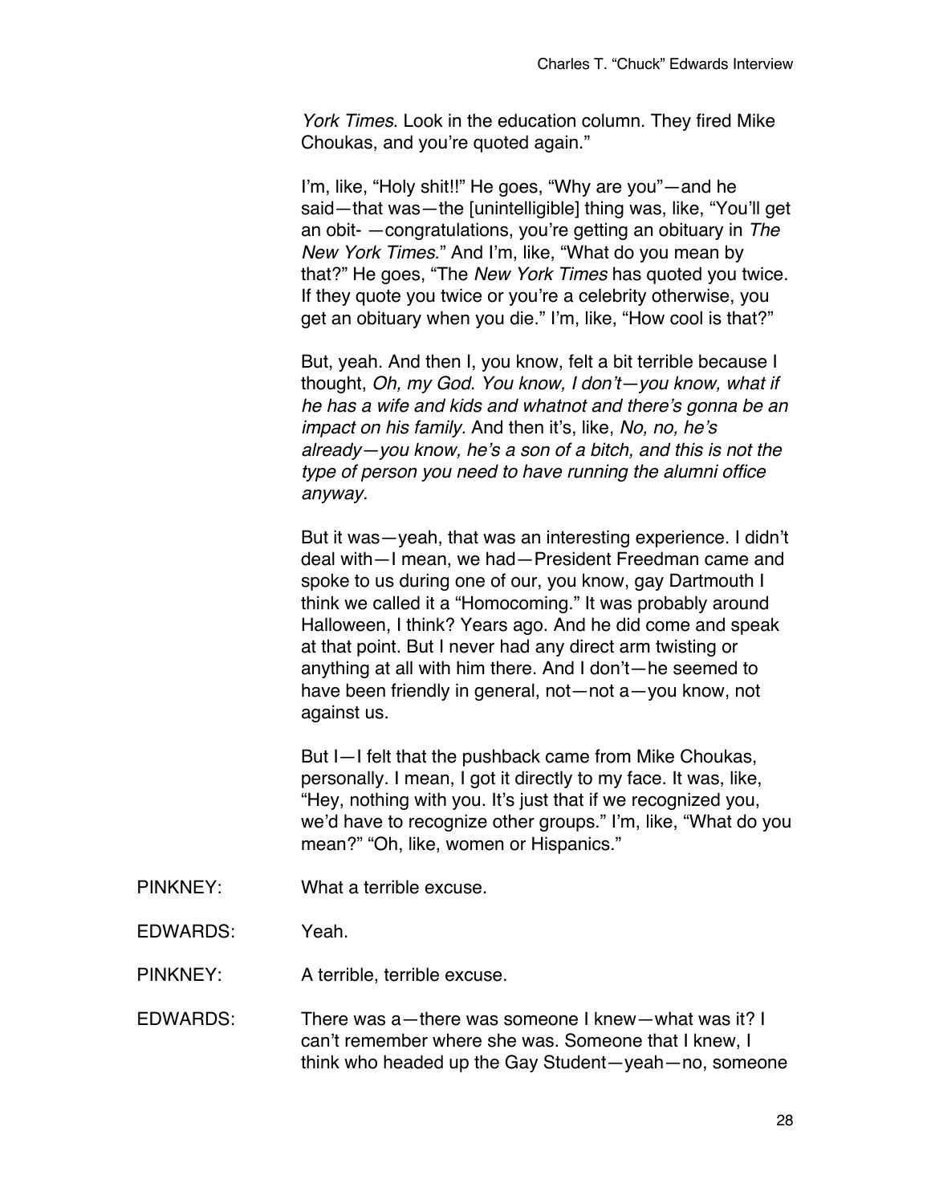*York Times*. Look in the education column. They fired Mike Choukas, and you're quoted again."

I'm, like, "Holy shit!!" He goes, "Why are you"—and he said—that was—the [unintelligible] thing was, like, "You'll get an obit- —congratulations, you're getting an obituary in *The New York Times*." And I'm, like, "What do you mean by that?" He goes, "The *New York Times* has quoted you twice. If they quote you twice or you're a celebrity otherwise, you get an obituary when you die." I'm, like, "How cool is that?"

But, yeah. And then I, you know, felt a bit terrible because I thought, *Oh, my God. You know, I don't—you know, what if he has a wife and kids and whatnot and there's gonna be an impact on his family.* And then it's, like, *No, no, he's already—you know, he's a son of a bitch, and this is not the type of person you need to have running the alumni office anyway.*

But it was—yeah, that was an interesting experience. I didn't deal with—I mean, we had—President Freedman came and spoke to us during one of our, you know, gay Dartmouth I think we called it a "Homocoming." It was probably around Halloween, I think? Years ago. And he did come and speak at that point. But I never had any direct arm twisting or anything at all with him there. And I don't—he seemed to have been friendly in general, not—not a—you know, not against us.

But I—I felt that the pushback came from Mike Choukas, personally. I mean, I got it directly to my face. It was, like, "Hey, nothing with you. It's just that if we recognized you, we'd have to recognize other groups." I'm, like, "What do you mean?" "Oh, like, women or Hispanics."

PINKNEY: What a terrible excuse.

EDWARDS: Yeah.

PINKNEY: A terrible, terrible excuse.

EDWARDS: There was a—there was someone I knew—what was it? I can't remember where she was. Someone that I knew, I think who headed up the Gay Student—yeah—no, someone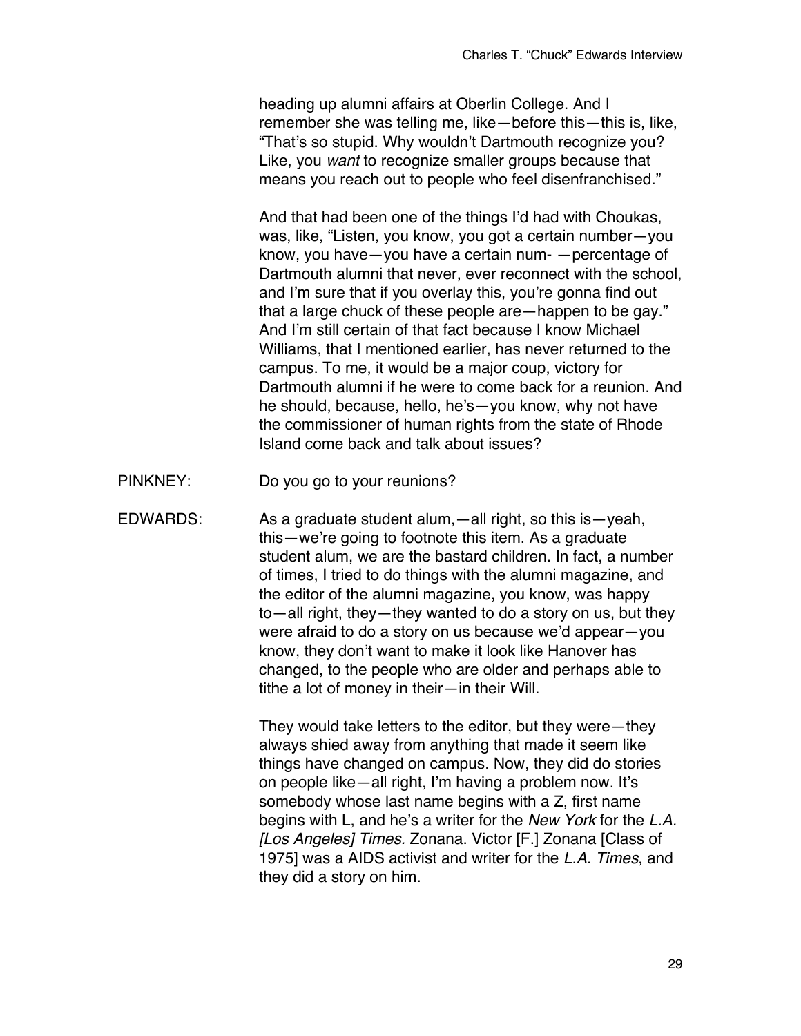heading up alumni affairs at Oberlin College. And I remember she was telling me, like—before this—this is, like, "That's so stupid. Why wouldn't Dartmouth recognize you? Like, you *want* to recognize smaller groups because that means you reach out to people who feel disenfranchised."

And that had been one of the things I'd had with Choukas, was, like, "Listen, you know, you got a certain number—you know, you have—you have a certain num- —percentage of Dartmouth alumni that never, ever reconnect with the school, and I'm sure that if you overlay this, you're gonna find out that a large chuck of these people are—happen to be gay." And I'm still certain of that fact because I know Michael Williams, that I mentioned earlier, has never returned to the campus. To me, it would be a major coup, victory for Dartmouth alumni if he were to come back for a reunion. And he should, because, hello, he's—you know, why not have the commissioner of human rights from the state of Rhode Island come back and talk about issues?

PINKNEY: Do you go to your reunions?

EDWARDS: As a graduate student alum,—all right, so this is—yeah, this—we're going to footnote this item. As a graduate student alum, we are the bastard children. In fact, a number of times, I tried to do things with the alumni magazine, and the editor of the alumni magazine, you know, was happy to—all right, they—they wanted to do a story on us, but they were afraid to do a story on us because we'd appear—you know, they don't want to make it look like Hanover has changed, to the people who are older and perhaps able to tithe a lot of money in their—in their Will.

They would take letters to the editor, but they were—they always shied away from anything that made it seem like things have changed on campus. Now, they did do stories on people like—all right, I'm having a problem now. It's somebody whose last name begins with a Z, first name begins with L, and he's a writer for the *New York* for the *L.A. [Los Angeles] Times.* Zonana. Victor [F.] Zonana [Class of 1975] was a AIDS activist and writer for the *L.A. Times*, and they did a story on him.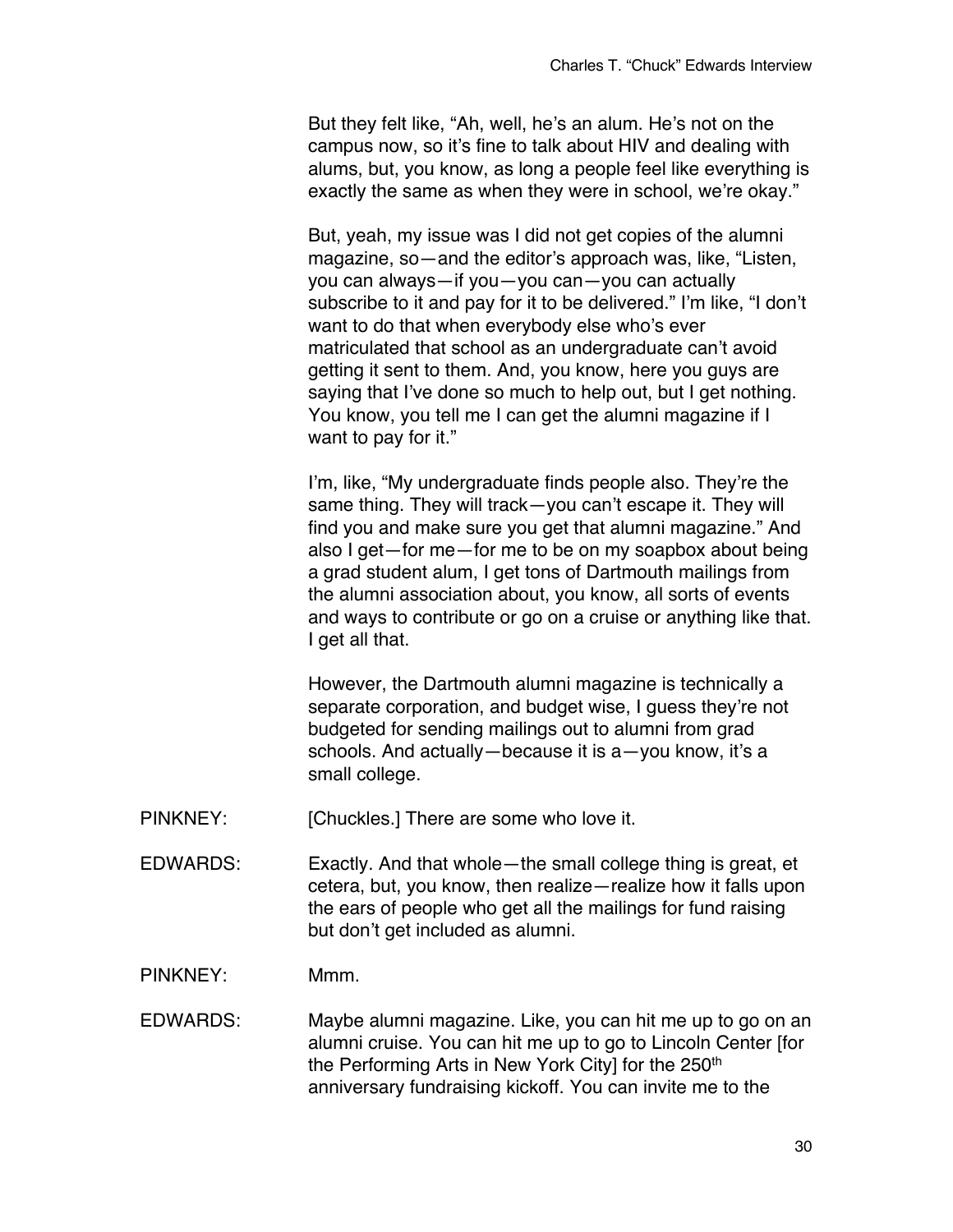But they felt like, "Ah, well, he's an alum. He's not on the campus now, so it's fine to talk about HIV and dealing with alums, but, you know, as long a people feel like everything is exactly the same as when they were in school, we're okay."

But, yeah, my issue was I did not get copies of the alumni magazine, so—and the editor's approach was, like, "Listen, you can always—if you—you can—you can actually subscribe to it and pay for it to be delivered." I'm like, "I don't want to do that when everybody else who's ever matriculated that school as an undergraduate can't avoid getting it sent to them. And, you know, here you guys are saying that I've done so much to help out, but I get nothing. You know, you tell me I can get the alumni magazine if I want to pay for it."

I'm, like, "My undergraduate finds people also. They're the same thing. They will track—you can't escape it. They will find you and make sure you get that alumni magazine." And also I get—for me—for me to be on my soapbox about being a grad student alum, I get tons of Dartmouth mailings from the alumni association about, you know, all sorts of events and ways to contribute or go on a cruise or anything like that. I get all that.

However, the Dartmouth alumni magazine is technically a separate corporation, and budget wise, I guess they're not budgeted for sending mailings out to alumni from grad schools. And actually—because it is a—you know, it's a small college.

PINKNEY: [Chuckles.] There are some who love it.

EDWARDS: Exactly. And that whole—the small college thing is great, et cetera, but, you know, then realize—realize how it falls upon the ears of people who get all the mailings for fund raising but don't get included as alumni.

PINKNEY: Mmm.

EDWARDS: Maybe alumni magazine. Like, you can hit me up to go on an alumni cruise. You can hit me up to go to Lincoln Center [for the Performing Arts in New York City] for the 250th anniversary fundraising kickoff. You can invite me to the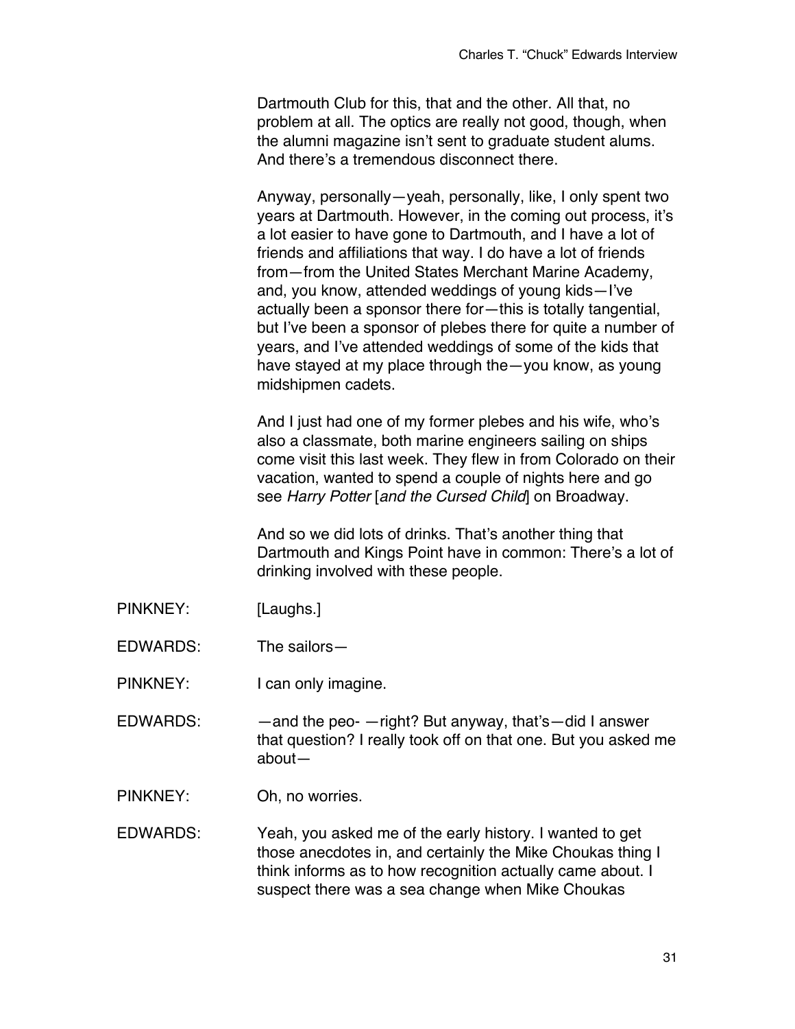Dartmouth Club for this, that and the other. All that, no problem at all. The optics are really not good, though, when the alumni magazine isn't sent to graduate student alums. And there's a tremendous disconnect there.

Anyway, personally—yeah, personally, like, I only spent two years at Dartmouth. However, in the coming out process, it's a lot easier to have gone to Dartmouth, and I have a lot of friends and affiliations that way. I do have a lot of friends from—from the United States Merchant Marine Academy, and, you know, attended weddings of young kids—I've actually been a sponsor there for—this is totally tangential, but I've been a sponsor of plebes there for quite a number of years, and I've attended weddings of some of the kids that have stayed at my place through the—you know, as young midshipmen cadets.

And I just had one of my former plebes and his wife, who's also a classmate, both marine engineers sailing on ships come visit this last week. They flew in from Colorado on their vacation, wanted to spend a couple of nights here and go see *Harry Potter* [*and the Cursed Child*] on Broadway.

And so we did lots of drinks. That's another thing that Dartmouth and Kings Point have in common: There's a lot of drinking involved with these people.

PINKNEY: [Laughs.]

EDWARDS: The sailors—

PINKNEY: I can only imagine.

EDWARDS: —and the peo- —right? But anyway, that's—did I answer that question? I really took off on that one. But you asked me about—

PINKNEY: Oh, no worries.

EDWARDS: Yeah, you asked me of the early history. I wanted to get those anecdotes in, and certainly the Mike Choukas thing I think informs as to how recognition actually came about. I suspect there was a sea change when Mike Choukas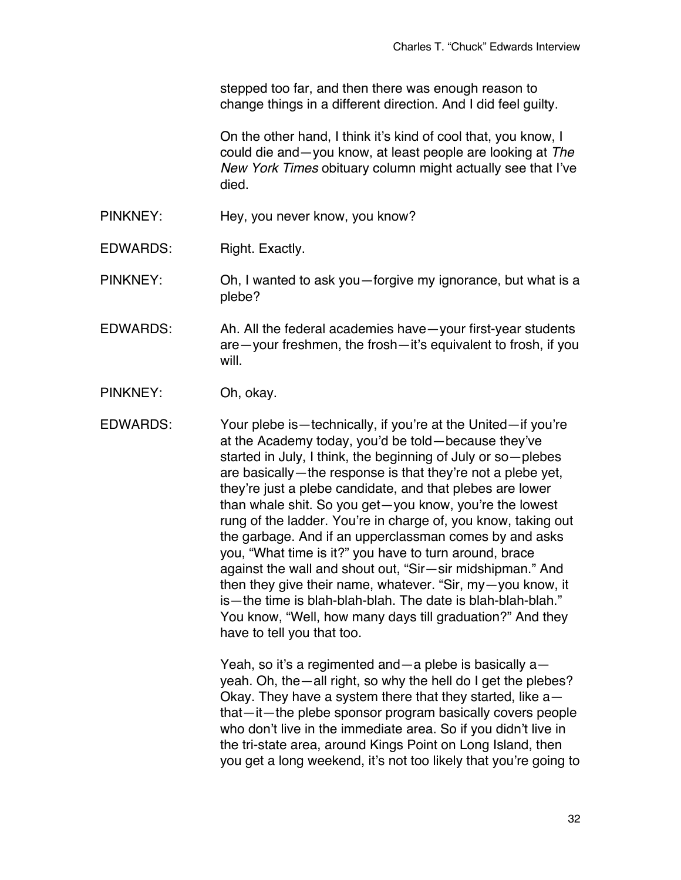stepped too far, and then there was enough reason to change things in a different direction. And I did feel guilty.

On the other hand, I think it's kind of cool that, you know, I could die and—you know, at least people are looking at *The New York Times* obituary column might actually see that I've died.

PINKNEY: Hey, you never know, you know?

EDWARDS: Right. Exactly.

PINKNEY: Oh, I wanted to ask you—forgive my ignorance, but what is a plebe?

EDWARDS: Ah. All the federal academies have—your first-year students are—your freshmen, the frosh—it's equivalent to frosh, if you will.

PINKNEY: Oh, okay.

EDWARDS: Your plebe is—technically, if you're at the United—if you're at the Academy today, you'd be told—because they've started in July, I think, the beginning of July or so—plebes are basically—the response is that they're not a plebe yet, they're just a plebe candidate, and that plebes are lower than whale shit. So you get—you know, you're the lowest rung of the ladder. You're in charge of, you know, taking out the garbage. And if an upperclassman comes by and asks you, "What time is it?" you have to turn around, brace against the wall and shout out, "Sir—sir midshipman." And then they give their name, whatever. "Sir, my—you know, it is—the time is blah-blah-blah. The date is blah-blah-blah." You know, "Well, how many days till graduation?" And they have to tell you that too.

Yeah, so it's a regimented and—a plebe is basically a—yeah. Oh, the—all right, so why the hell do I get the plebes? Okay. They have a system there that they started, like a—that—it—the plebe sponsor program basically covers people who don't live in the immediate area. So if you didn't live in the tri-state area, around Kings Point on Long Island, then you get a long weekend, it's not too likely that you're going to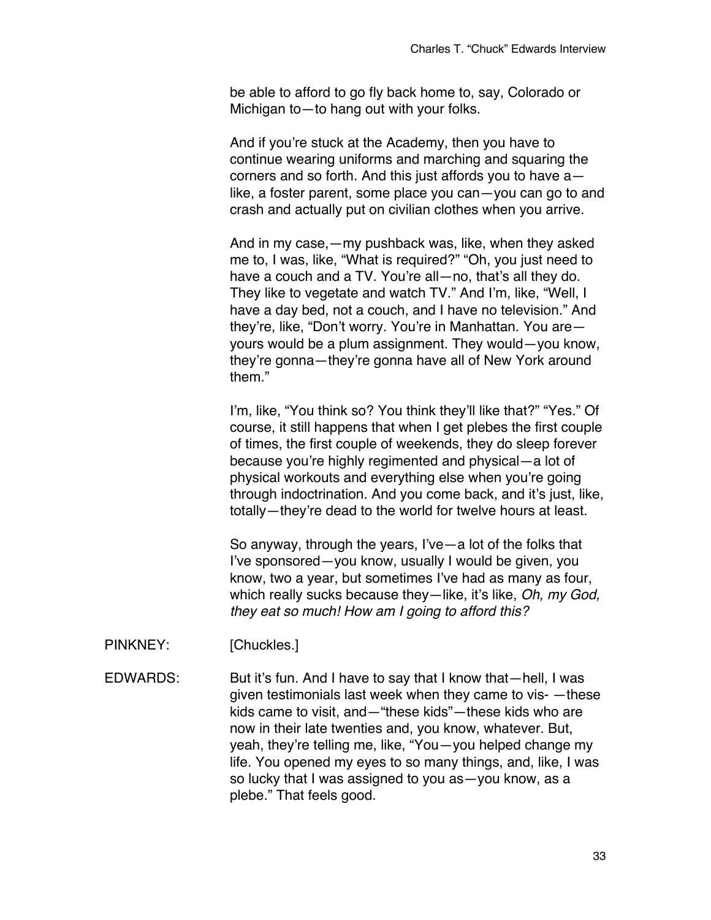be able to afford to go fly back home to, say, Colorado or Michigan to—to hang out with your folks.

And if you're stuck at the Academy, then you have to continue wearing uniforms and marching and squaring the corners and so forth. And this just affords you to have a—like, a foster parent, some place you can—you can go to and crash and actually put on civilian clothes when you arrive.

And in my case,—my pushback was, like, when they asked me to, I was, like, "What is required?" "Oh, you just need to have a couch and a TV. You're all—no, that's all they do. They like to vegetate and watch TV." And I'm, like, "Well, I have a day bed, not a couch, and I have no television." And they're, like, "Don't worry. You're in Manhattan. You are—yours would be a plum assignment. They would—you know, they're gonna—they're gonna have all of New York around them."

I'm, like, "You think so? You think they'll like that?" "Yes." Of course, it still happens that when I get plebes the first couple of times, the first couple of weekends, they do sleep forever because you're highly regimented and physical—a lot of physical workouts and everything else when you're going through indoctrination. And you come back, and it's just, like, totally—they're dead to the world for twelve hours at least.

So anyway, through the years, I've—a lot of the folks that I've sponsored—you know, usually I would be given, you know, two a year, but sometimes I've had as many as four, which really sucks because they—like, it's like, *Oh, my God, they eat so much! How am I going to afford this?*

PINKNEY: [Chuckles.]

EDWARDS: But it's fun. And I have to say that I know that—hell, I was given testimonials last week when they came to vis- —these kids came to visit, and—"these kids"—these kids who are now in their late twenties and, you know, whatever. But, yeah, they're telling me, like, "You—you helped change my life. You opened my eyes to so many things, and, like, I was so lucky that I was assigned to you as—you know, as a plebe." That feels good.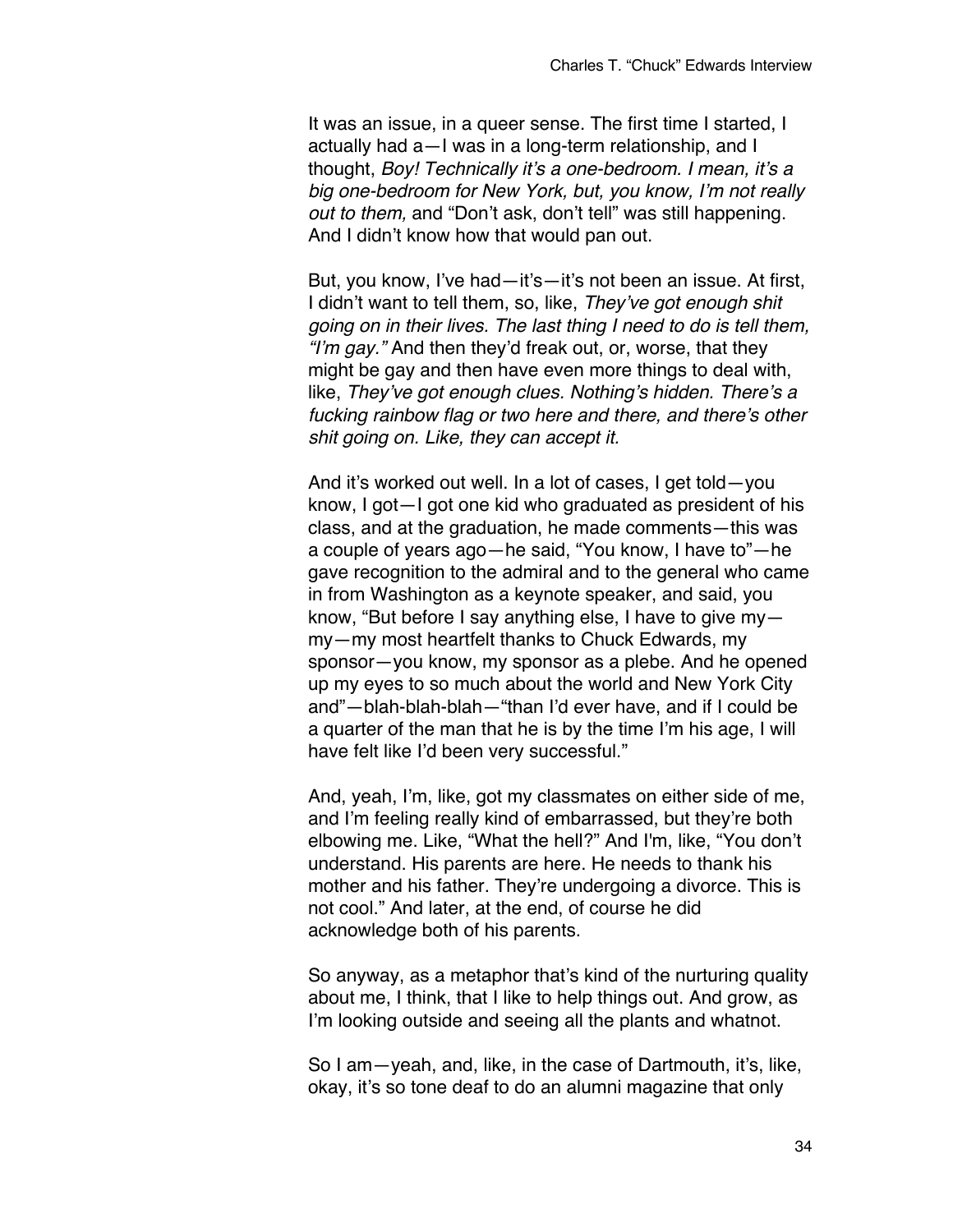It was an issue, in a queer sense. The first time I started, I actually had a—I was in a long-term relationship, and I thought, *Boy! Technically it's a one-bedroom. I mean, it's a big one-bedroom for New York, but, you know, I'm not really out to them,* and "Don't ask, don't tell" was still happening. And I didn't know how that would pan out.

But, you know, I've had—it's—it's not been an issue. At first, I didn't want to tell them, so, like, *They've got enough shit going on in their lives. The last thing I need to do is tell them, "I'm gay."* And then they'd freak out, or, worse, that they might be gay and then have even more things to deal with, like, *They've got enough clues. Nothing's hidden. There's a fucking rainbow flag or two here and there, and there's other shit going on. Like, they can accept it.*

And it's worked out well. In a lot of cases, I get told—you know, I got—I got one kid who graduated as president of his class, and at the graduation, he made comments—this was a couple of years ago—he said, "You know, I have to"—he gave recognition to the admiral and to the general who came in from Washington as a keynote speaker, and said, you know, "But before I say anything else, I have to give my—my—my most heartfelt thanks to Chuck Edwards, my sponsor—you know, my sponsor as a plebe. And he opened up my eyes to so much about the world and New York City and"—blah-blah-blah—"than I'd ever have, and if I could be a quarter of the man that he is by the time I'm his age, I will have felt like I'd been very successful."

And, yeah, I'm, like, got my classmates on either side of me, and I'm feeling really kind of embarrassed, but they're both elbowing me. Like, "What the hell?" And I'm, like, "You don't understand. His parents are here. He needs to thank his mother and his father. They're undergoing a divorce. This is not cool." And later, at the end, of course he did acknowledge both of his parents.

So anyway, as a metaphor that's kind of the nurturing quality about me, I think, that I like to help things out. And grow, as I'm looking outside and seeing all the plants and whatnot.

So I am—yeah, and, like, in the case of Dartmouth, it's, like, okay, it's so tone deaf to do an alumni magazine that only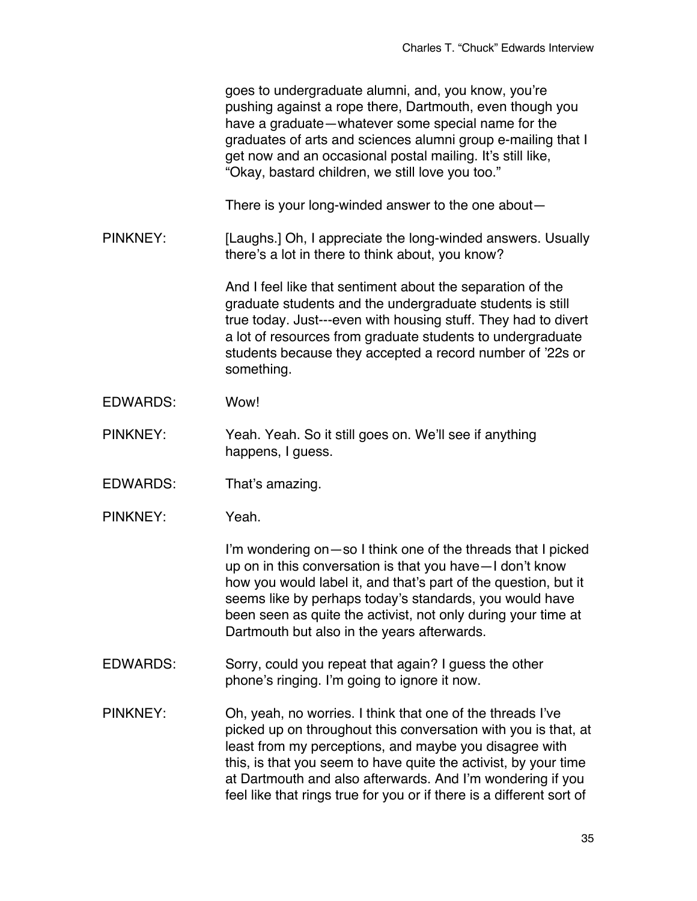goes to undergraduate alumni, and, you know, you're pushing against a rope there, Dartmouth, even though you have a graduate—whatever some special name for the graduates of arts and sciences alumni group e-mailing that I get now and an occasional postal mailing. It's still like, "Okay, bastard children, we still love you too."

There is your long-winded answer to the one about—

PINKNEY: [Laughs.] Oh, I appreciate the long-winded answers. Usually there's a lot in there to think about, you know?

And I feel like that sentiment about the separation of the graduate students and the undergraduate students is still true today. Just---even with housing stuff. They had to divert a lot of resources from graduate students to undergraduate students because they accepted a record number of '22s or something.

EDWARDS: Wow!

PINKNEY: Yeah. Yeah. So it still goes on. We'll see if anything happens, I guess.

EDWARDS: That's amazing.

PINKNEY: Yeah.

I'm wondering on—so I think one of the threads that I picked up on in this conversation is that you have—I don't know how you would label it, and that's part of the question, but it seems like by perhaps today's standards, you would have been seen as quite the activist, not only during your time at Dartmouth but also in the years afterwards.

EDWARDS: Sorry, could you repeat that again? I guess the other phone's ringing. I'm going to ignore it now.

PINKNEY: Oh, yeah, no worries. I think that one of the threads I've picked up on throughout this conversation with you is that, at least from my perceptions, and maybe you disagree with this, is that you seem to have quite the activist, by your time at Dartmouth and also afterwards. And I'm wondering if you feel like that rings true for you or if there is a different sort of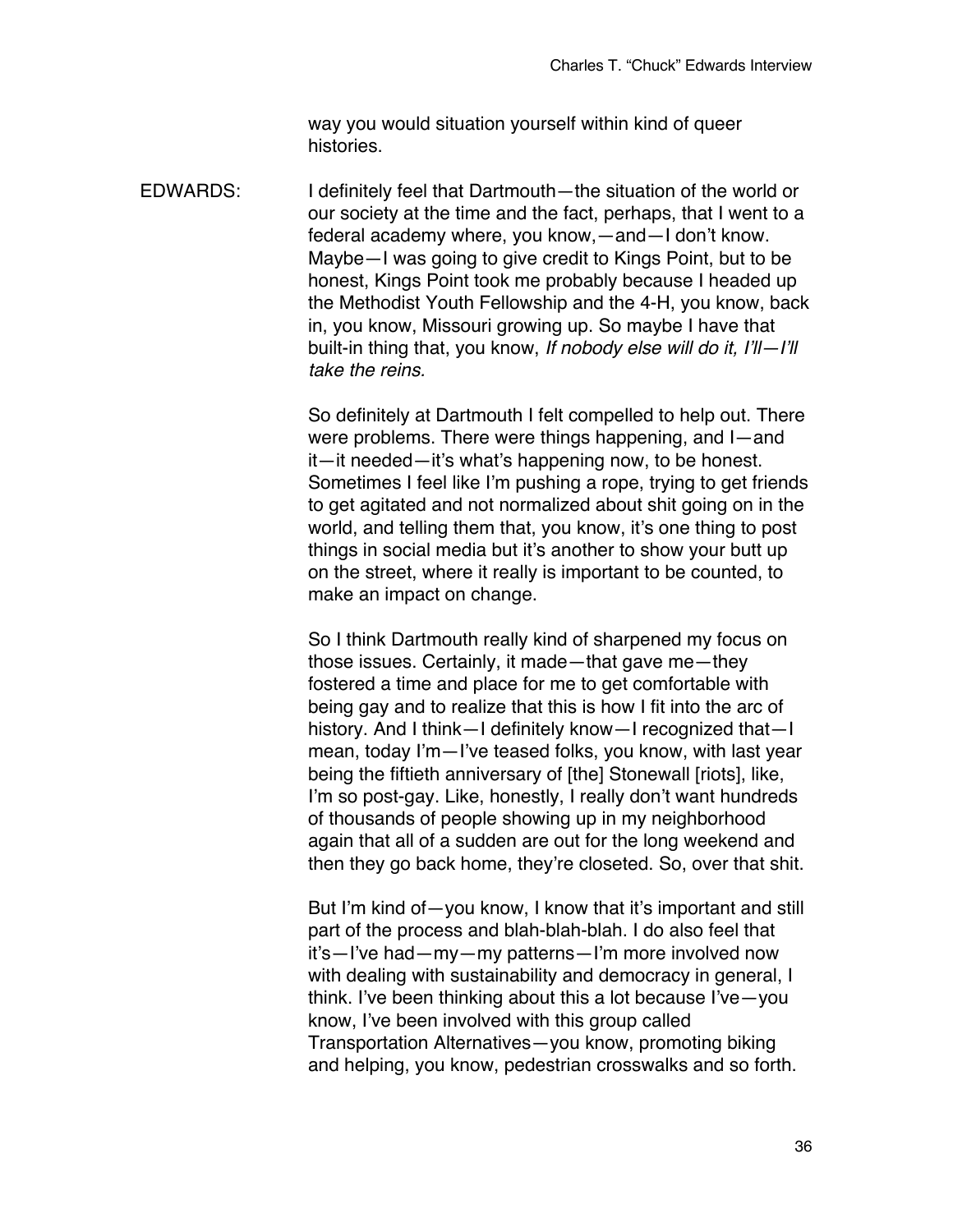way you would situation yourself within kind of queer histories.

EDWARDS: I definitely feel that Dartmouth—the situation of the world or our society at the time and the fact, perhaps, that I went to a federal academy where, you know,—and—I don't know. Maybe—I was going to give credit to Kings Point, but to be honest, Kings Point took me probably because I headed up the Methodist Youth Fellowship and the 4-H, you know, back in, you know, Missouri growing up. So maybe I have that built-in thing that, you know, *If nobody else will do it, I'll—I'll take the reins.*

So definitely at Dartmouth I felt compelled to help out. There were problems. There were things happening, and I—and it—it needed—it's what's happening now, to be honest. Sometimes I feel like I'm pushing a rope, trying to get friends to get agitated and not normalized about shit going on in the world, and telling them that, you know, it's one thing to post things in social media but it's another to show your butt up on the street, where it really is important to be counted, to make an impact on change.

So I think Dartmouth really kind of sharpened my focus on those issues. Certainly, it made—that gave me—they fostered a time and place for me to get comfortable with being gay and to realize that this is how I fit into the arc of history. And I think—I definitely know—I recognized that—I mean, today I'm—I've teased folks, you know, with last year being the fiftieth anniversary of [the] Stonewall [riots], like, I'm so post-gay. Like, honestly, I really don't want hundreds of thousands of people showing up in my neighborhood again that all of a sudden are out for the long weekend and then they go back home, they're closeted. So, over that shit.

But I'm kind of—you know, I know that it's important and still part of the process and blah-blah-blah. I do also feel that it's—I've had—my—my patterns—I'm more involved now with dealing with sustainability and democracy in general, I think. I've been thinking about this a lot because I've—you know, I've been involved with this group called Transportation Alternatives—you know, promoting biking and helping, you know, pedestrian crosswalks and so forth.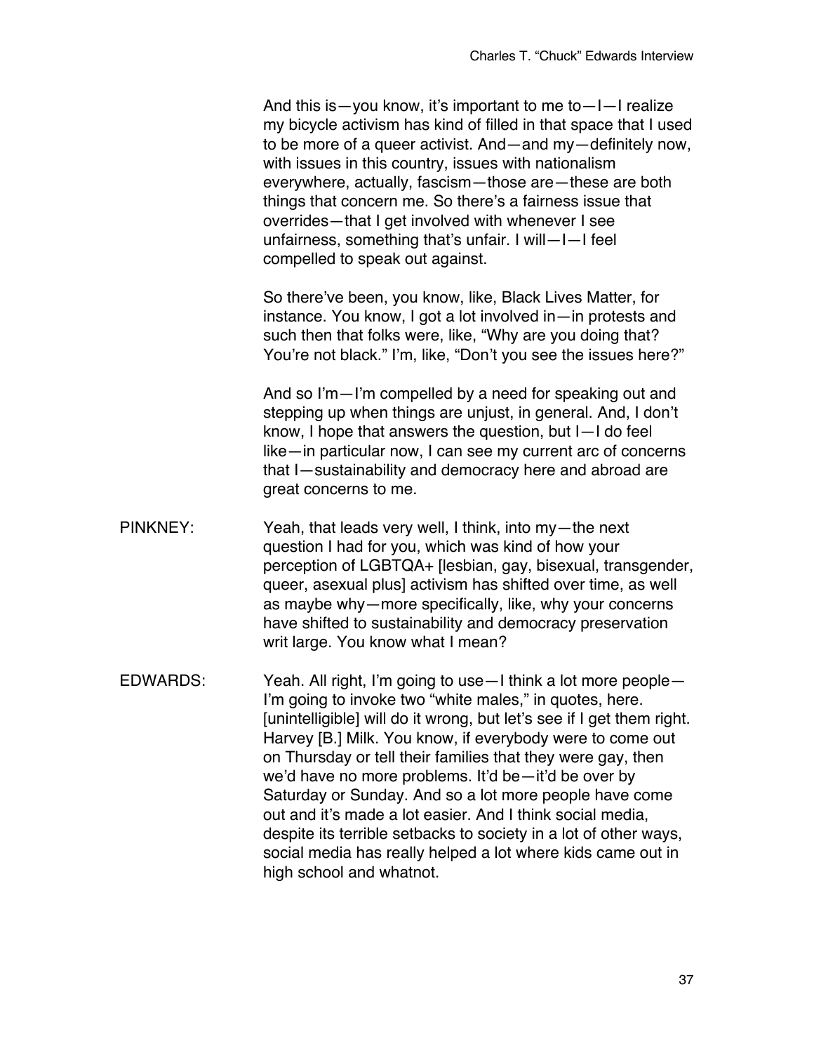And this is—you know, it's important to me to—I—I realize my bicycle activism has kind of filled in that space that I used to be more of a queer activist. And—and my—definitely now, with issues in this country, issues with nationalism everywhere, actually, fascism—those are—these are both things that concern me. So there's a fairness issue that overrides—that I get involved with whenever I see unfairness, something that's unfair. I will—I—I feel compelled to speak out against.

So there've been, you know, like, Black Lives Matter, for instance. You know, I got a lot involved in—in protests and such then that folks were, like, "Why are you doing that? You're not black." I'm, like, "Don't you see the issues here?"

And so I'm—I'm compelled by a need for speaking out and stepping up when things are unjust, in general. And, I don't know, I hope that answers the question, but I—I do feel like—in particular now, I can see my current arc of concerns that I—sustainability and democracy here and abroad are great concerns to me.

PINKNEY: Yeah, that leads very well, I think, into my—the next question I had for you, which was kind of how your perception of LGBTQA+ [lesbian, gay, bisexual, transgender, queer, asexual plus] activism has shifted over time, as well as maybe why—more specifically, like, why your concerns have shifted to sustainability and democracy preservation writ large. You know what I mean?

EDWARDS: Yeah. All right, I'm going to use—I think a lot more people—I'm going to invoke two "white males," in quotes, here. [unintelligible] will do it wrong, but let's see if I get them right. Harvey [B.] Milk. You know, if everybody were to come out on Thursday or tell their families that they were gay, then we'd have no more problems. It'd be—it'd be over by Saturday or Sunday. And so a lot more people have come out and it's made a lot easier. And I think social media, despite its terrible setbacks to society in a lot of other ways, social media has really helped a lot where kids came out in high school and whatnot.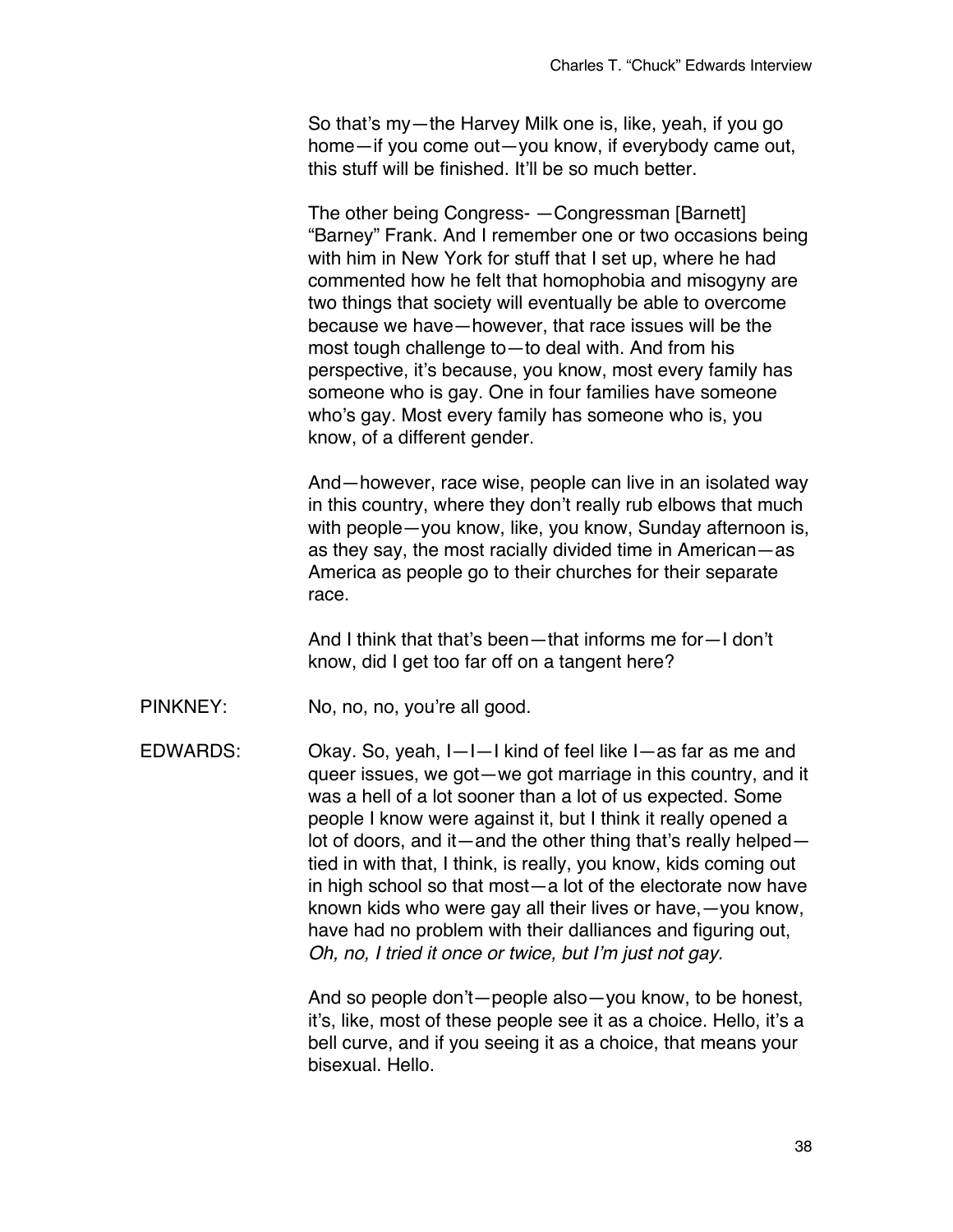So that's my—the Harvey Milk one is, like, yeah, if you go home—if you come out—you know, if everybody came out, this stuff will be finished. It'll be so much better.

The other being Congress- —Congressman [Barnett] "Barney" Frank. And I remember one or two occasions being with him in New York for stuff that I set up, where he had commented how he felt that homophobia and misogyny are two things that society will eventually be able to overcome because we have—however, that race issues will be the most tough challenge to—to deal with. And from his perspective, it's because, you know, most every family has someone who is gay. One in four families have someone who's gay. Most every family has someone who is, you know, of a different gender.

And—however, race wise, people can live in an isolated way in this country, where they don't really rub elbows that much with people—you know, like, you know, Sunday afternoon is, as they say, the most racially divided time in American—as America as people go to their churches for their separate race.

And I think that that's been—that informs me for—I don't know, did I get too far off on a tangent here?

PINKNEY: No, no, no, you're all good.

EDWARDS: Okay. So, yeah, I—I—I kind of feel like I—as far as me and queer issues, we got—we got marriage in this country, and it was a hell of a lot sooner than a lot of us expected. Some people I know were against it, but I think it really opened a lot of doors, and it—and the other thing that's really helped—tied in with that, I think, is really, you know, kids coming out in high school so that most—a lot of the electorate now have known kids who were gay all their lives or have,—you know, have had no problem with their dalliances and figuring out, *Oh, no, I tried it once or twice, but I'm just not gay.*

And so people don't—people also—you know, to be honest, it's, like, most of these people see it as a choice. Hello, it's a bell curve, and if you seeing it as a choice, that means your bisexual. Hello.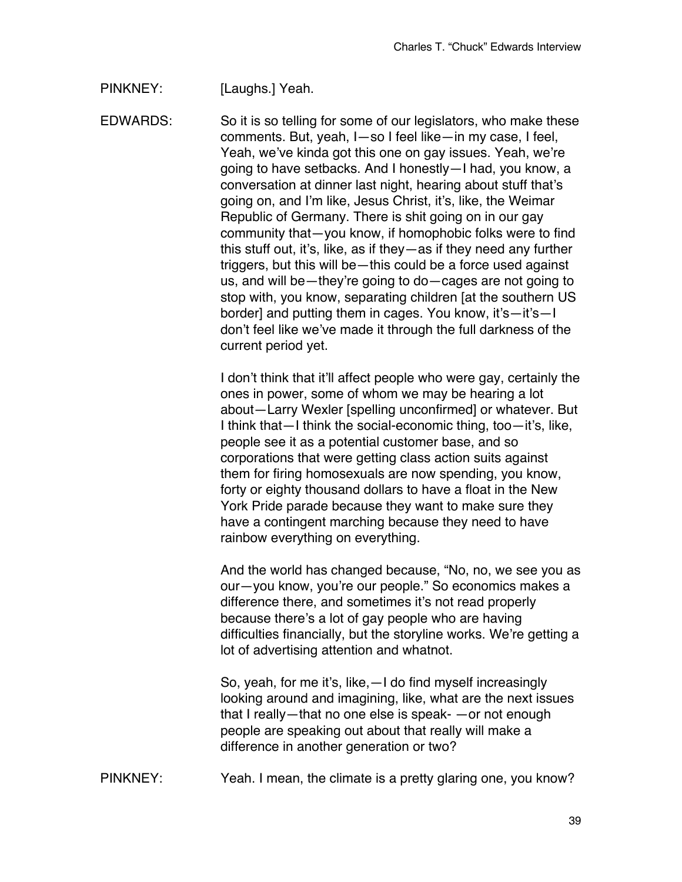PINKNEY: [Laughs.] Yeah.

EDWARDS: So it is so telling for some of our legislators, who make these comments. But, yeah, I—so I feel like—in my case, I feel, Yeah, we've kinda got this one on gay issues. Yeah, we're going to have setbacks. And I honestly—I had, you know, a conversation at dinner last night, hearing about stuff that's going on, and I'm like, Jesus Christ, it's, like, the Weimar Republic of Germany. There is shit going on in our gay community that—you know, if homophobic folks were to find this stuff out, it's, like, as if they—as if they need any further triggers, but this will be—this could be a force used against us, and will be—they're going to do—cages are not going to stop with, you know, separating children [at the southern US border] and putting them in cages. You know, it's—it's—I don't feel like we've made it through the full darkness of the current period yet.

I don't think that it'll affect people who were gay, certainly the ones in power, some of whom we may be hearing a lot about—Larry Wexler [spelling unconfirmed] or whatever. But I think that—I think the social-economic thing, too—it's, like, people see it as a potential customer base, and so corporations that were getting class action suits against them for firing homosexuals are now spending, you know, forty or eighty thousand dollars to have a float in the New York Pride parade because they want to make sure they have a contingent marching because they need to have rainbow everything on everything.

And the world has changed because, "No, no, we see you as our—you know, you're our people." So economics makes a difference there, and sometimes it's not read properly because there's a lot of gay people who are having difficulties financially, but the storyline works. We're getting a lot of advertising attention and whatnot.

So, yeah, for me it's, like,—I do find myself increasingly looking around and imagining, like, what are the next issues that I really—that no one else is speak- —or not enough people are speaking out about that really will make a difference in another generation or two?

PINKNEY: Yeah. I mean, the climate is a pretty glaring one, you know?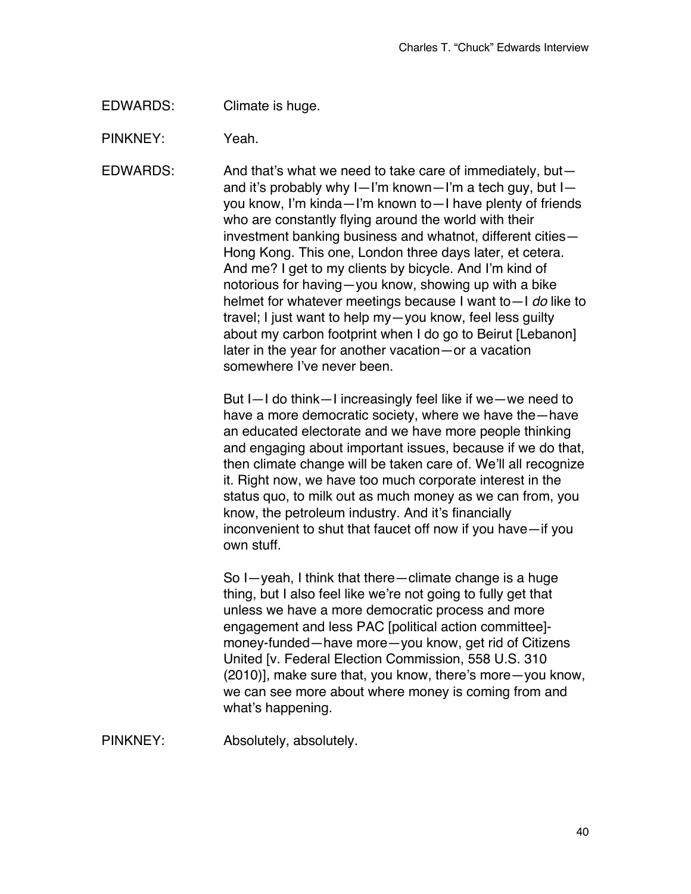EDWARDS: Climate is huge.

PINKNEY: Yeah.

EDWARDS: And that's what we need to take care of immediately, but—and it's probably why I—I'm known—I'm a tech guy, but I—you know, I'm kinda—I'm known to—I have plenty of friends who are constantly flying around the world with their investment banking business and whatnot, different cities—Hong Kong. This one, London three days later, et cetera. And me? I get to my clients by bicycle. And I'm kind of notorious for having—you know, showing up with a bike helmet for whatever meetings because I want to—I *do* like to travel; I just want to help my—you know, feel less guilty about my carbon footprint when I do go to Beirut [Lebanon] later in the year for another vacation—or a vacation somewhere I've never been.

But I—I do think—I increasingly feel like if we—we need to have a more democratic society, where we have the—have an educated electorate and we have more people thinking and engaging about important issues, because if we do that, then climate change will be taken care of. We'll all recognize it. Right now, we have too much corporate interest in the status quo, to milk out as much money as we can from, you know, the petroleum industry. And it's financially inconvenient to shut that faucet off now if you have—if you own stuff.

So I—yeah, I think that there—climate change is a huge thing, but I also feel like we're not going to fully get that unless we have a more democratic process and more engagement and less PAC [political action committee]-money-funded—have more—you know, get rid of Citizens United [v. Federal Election Commission, 558 U.S. 310 (2010)], make sure that, you know, there's more—you know, we can see more about where money is coming from and what's happening.

PINKNEY: Absolutely, absolutely.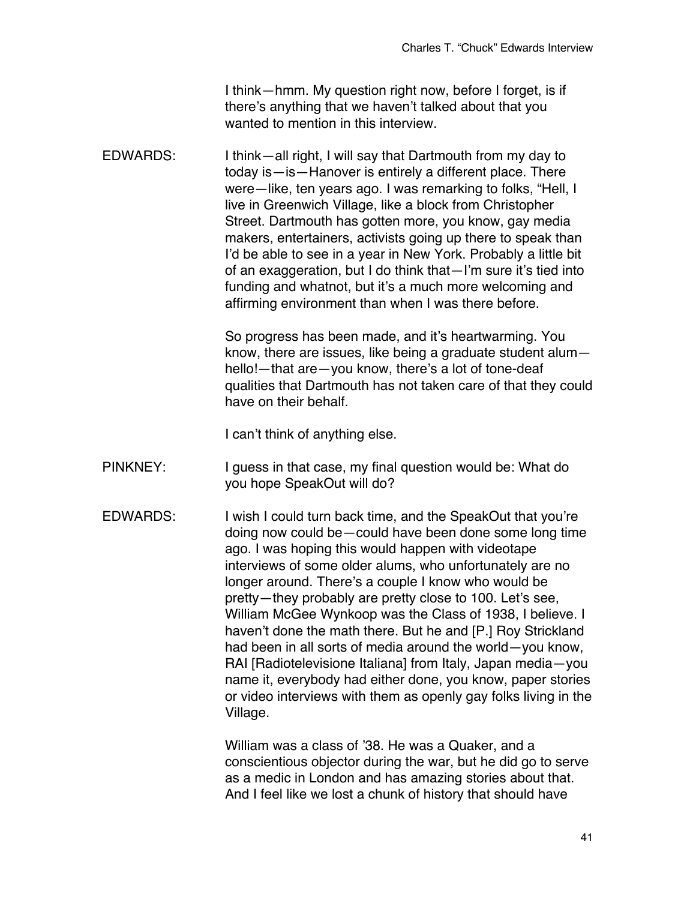I think—hmm. My question right now, before I forget, is if there's anything that we haven't talked about that you wanted to mention in this interview.

EDWARDS: I think—all right, I will say that Dartmouth from my day to today is—is—Hanover is entirely a different place. There were—like, ten years ago. I was remarking to folks, "Hell, I live in Greenwich Village, like a block from Christopher Street. Dartmouth has gotten more, you know, gay media makers, entertainers, activists going up there to speak than I'd be able to see in a year in New York. Probably a little bit of an exaggeration, but I do think that—I'm sure it's tied into funding and whatnot, but it's a much more welcoming and affirming environment than when I was there before.

So progress has been made, and it's heartwarming. You know, there are issues, like being a graduate student alum—hello!—that are—you know, there's a lot of tone-deaf qualities that Dartmouth has not taken care of that they could have on their behalf.

I can't think of anything else.

PINKNEY: I guess in that case, my final question would be: What do you hope SpeakOut will do?

EDWARDS: I wish I could turn back time, and the SpeakOut that you're doing now could be—could have been done some long time ago. I was hoping this would happen with videotape interviews of some older alums, who unfortunately are no longer around. There's a couple I know who would be pretty—they probably are pretty close to 100. Let's see, William McGee Wynkoop was the Class of 1938, I believe. I haven't done the math there. But he and [P.] Roy Strickland had been in all sorts of media around the world—you know, RAI [Radiotelevisione Italiana] from Italy, Japan media—you name it, everybody had either done, you know, paper stories or video interviews with them as openly gay folks living in the Village.

William was a class of '38. He was a Quaker, and a conscientious objector during the war, but he did go to serve as a medic in London and has amazing stories about that. And I feel like we lost a chunk of history that should have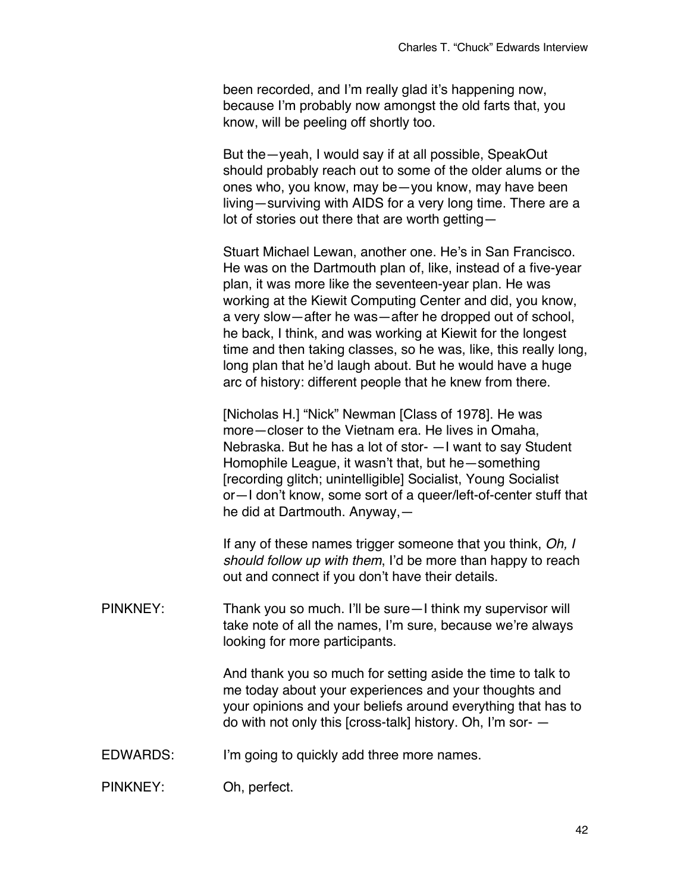been recorded, and I'm really glad it's happening now, because I'm probably now amongst the old farts that, you know, will be peeling off shortly too.

But the—yeah, I would say if at all possible, SpeakOut should probably reach out to some of the older alums or the ones who, you know, may be—you know, may have been living—surviving with AIDS for a very long time. There are a lot of stories out there that are worth getting—

Stuart Michael Lewan, another one. He's in San Francisco. He was on the Dartmouth plan of, like, instead of a five-year plan, it was more like the seventeen-year plan. He was working at the Kiewit Computing Center and did, you know, a very slow—after he was—after he dropped out of school, he back, I think, and was working at Kiewit for the longest time and then taking classes, so he was, like, this really long, long plan that he'd laugh about. But he would have a huge arc of history: different people that he knew from there.

[Nicholas H.] "Nick" Newman [Class of 1978]. He was more—closer to the Vietnam era. He lives in Omaha, Nebraska. But he has a lot of stor- —I want to say Student Homophile League, it wasn't that, but he—something [recording glitch; unintelligible] Socialist, Young Socialist or—I don't know, some sort of a queer/left-of-center stuff that he did at Dartmouth. Anyway,—

If any of these names trigger someone that you think, *Oh, I should follow up with them*, I'd be more than happy to reach out and connect if you don't have their details.

PINKNEY: Thank you so much. I'll be sure—I think my supervisor will take note of all the names, I'm sure, because we're always looking for more participants.

And thank you so much for setting aside the time to talk to me today about your experiences and your thoughts and your opinions and your beliefs around everything that has to do with not only this [cross-talk] history. Oh, I'm sor- —

EDWARDS: I'm going to quickly add three more names.

PINKNEY: Oh, perfect.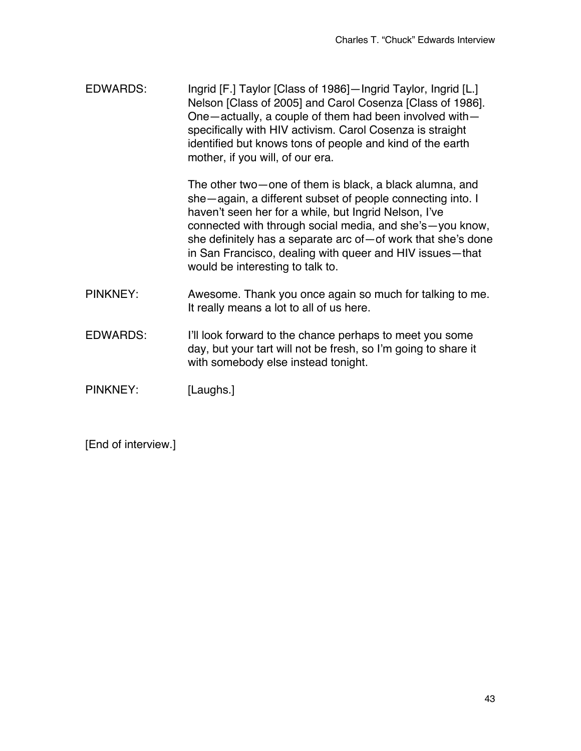EDWARDS: Ingrid [F.] Taylor [Class of 1986]—Ingrid Taylor, Ingrid [L.] Nelson [Class of 2005] and Carol Cosenza [Class of 1986]. One—actually, a couple of them had been involved with—specifically with HIV activism. Carol Cosenza is straight identified but knows tons of people and kind of the earth mother, if you will, of our era.

The other two—one of them is black, a black alumna, and she—again, a different subset of people connecting into. I haven't seen her for a while, but Ingrid Nelson, I've connected with through social media, and she's—you know, she definitely has a separate arc of—of work that she's done in San Francisco, dealing with queer and HIV issues—that would be interesting to talk to.

PINKNEY: Awesome. Thank you once again so much for talking to me. It really means a lot to all of us here.

EDWARDS: I'll look forward to the chance perhaps to meet you some day, but your tart will not be fresh, so I'm going to share it with somebody else instead tonight.

PINKNEY: [Laughs.]

[End of interview.]